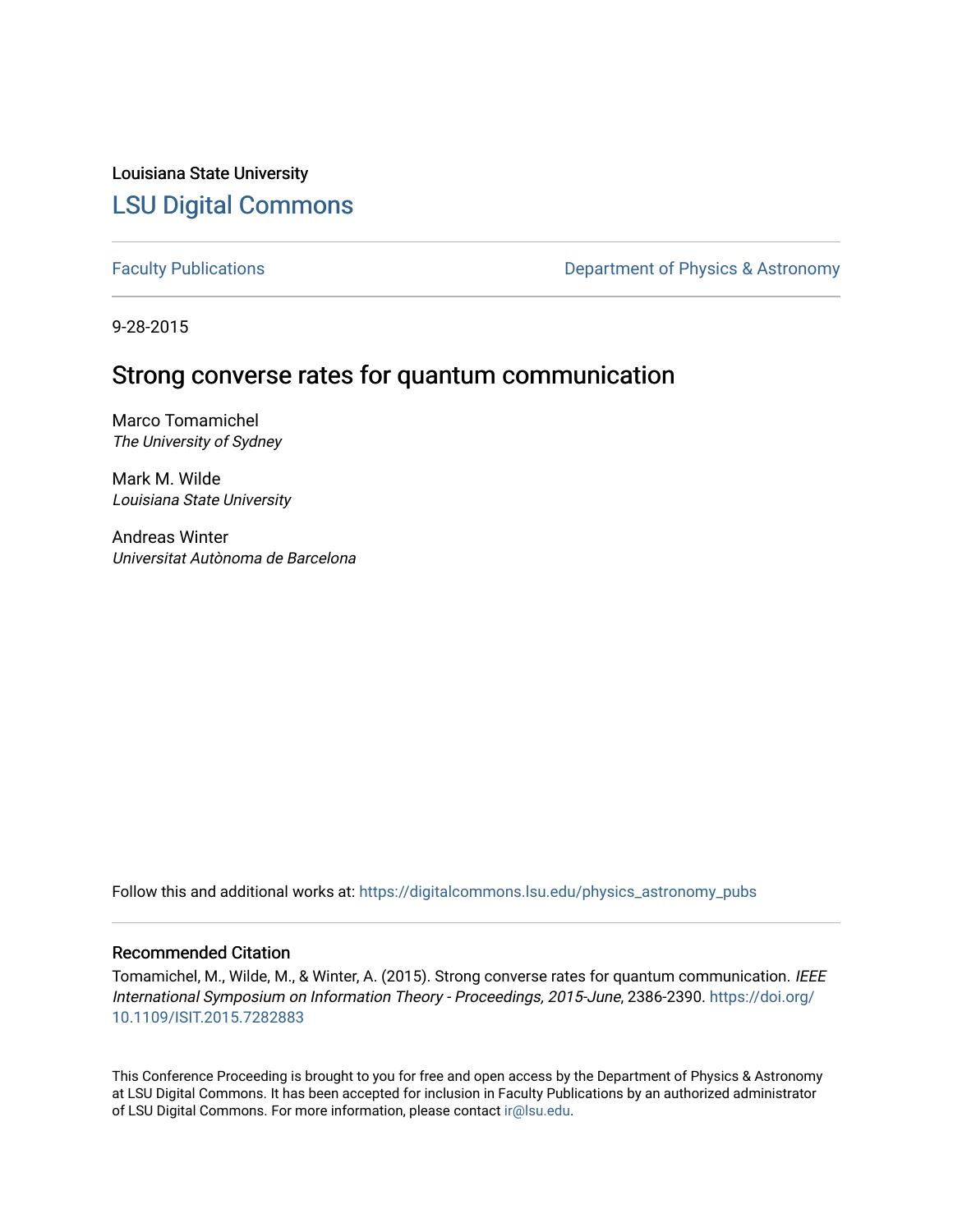Louisiana State University

# LSU Digital Commons

Faculty Publications | Department of Physics & Astronomy

9-28-2015

## Strong converse rates for quantum communication

Marco Tomamichel
*The University of Sydney*

Mark M. Wilde
*Louisiana State University*

Andreas Winter
*Universitat Autònoma de Barcelona*

Follow this and additional works at: https://digitalcommons.lsu.edu/physics_astronomy_pubs

### Recommended Citation

Tomamichel, M., Wilde, M., & Winter, A. (2015). Strong converse rates for quantum communication. *IEEE International Symposium on Information Theory - Proceedings, 2015-June*, 2386-2390. https://doi.org/10.1109/ISIT.2015.7282883

This Conference Proceeding is brought to you for free and open access by the Department of Physics & Astronomy at LSU Digital Commons. It has been accepted for inclusion in Faculty Publications by an authorized administrator of LSU Digital Commons. For more information, please contact ir@lsu.edu.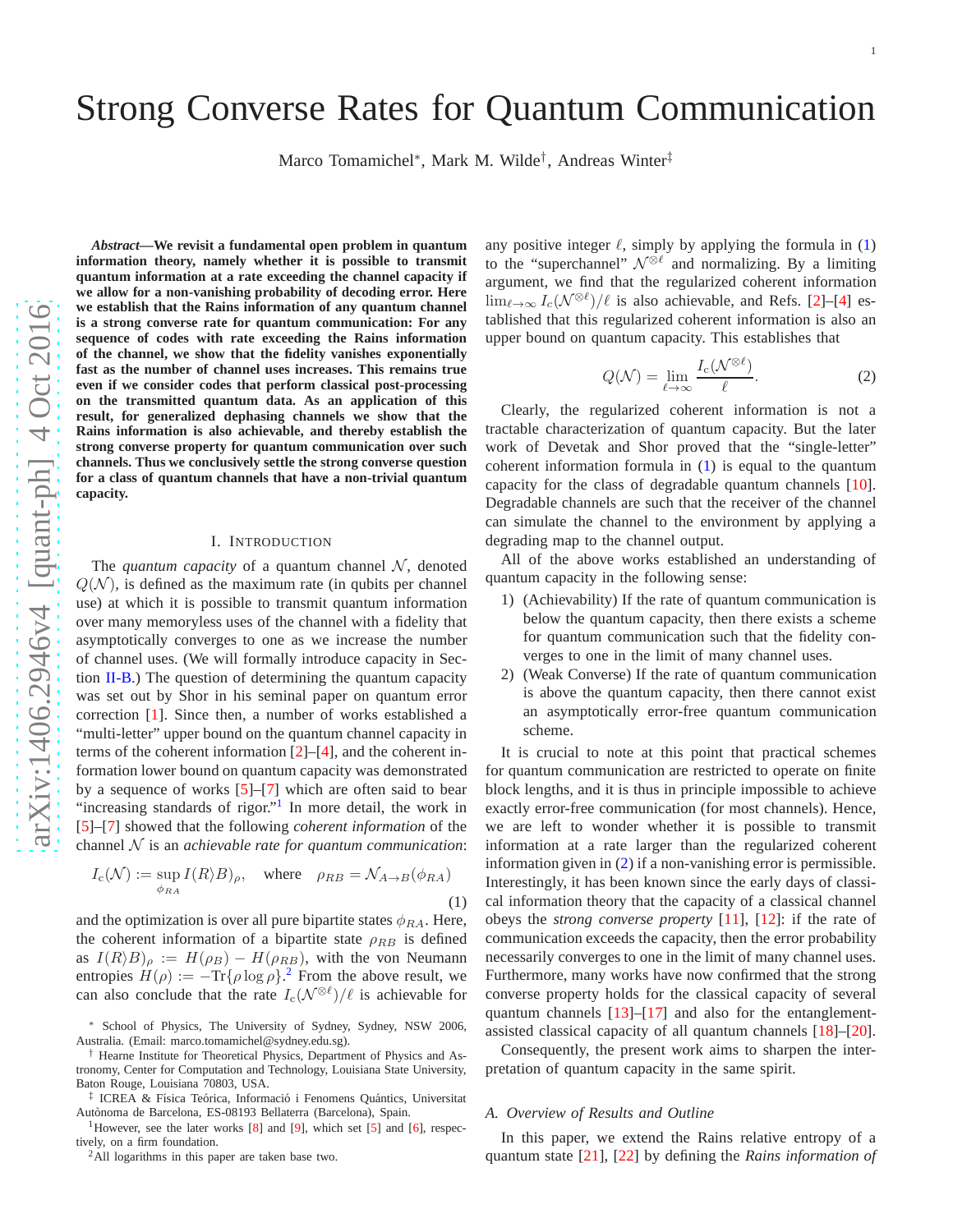# Strong Converse Rates for Quantum Communication

Marco Tomamichel*, Mark M. Wilde†, Andreas Winter‡

***Abstract*—We revisit a fundamental open problem in quantum information theory, namely whether it is possible to transmit quantum information at a rate exceeding the channel capacity if we allow for a non-vanishing probability of decoding error. Here we establish that the Rains information of any quantum channel is a strong converse rate for quantum communication: For any sequence of codes with rate exceeding the Rains information of the channel, we show that the fidelity vanishes exponentially fast as the number of channel uses increases. This remains true even if we consider codes that perform classical post-processing on the transmitted quantum data. As an application of this result, for generalized dephasing channels we show that the Rains information is also achievable, and thereby establish the strong converse property for quantum communication over such channels. Thus we conclusively settle the strong converse question for a class of quantum channels that have a non-trivial quantum capacity.**

## I. Introduction

The *quantum capacity* of a quantum channel $\mathcal{N}$, denoted $Q(\mathcal{N})$, is defined as the maximum rate (in qubits per channel use) at which it is possible to transmit quantum information over many memoryless uses of the channel with a fidelity that asymptotically converges to one as we increase the number of channel uses. (We will formally introduce capacity in Section II-B.) The question of determining the quantum capacity was set out by Shor in his seminal paper on quantum error correction [1]. Since then, a number of works established a "multi-letter" upper bound on the quantum channel capacity in terms of the coherent information [2]–[4], and the coherent information lower bound on quantum capacity was demonstrated by a sequence of works [5]–[7] which are often said to bear "increasing standards of rigor."[1] In more detail, the work in [5]–[7] showed that the following *coherent information* of the channel $\mathcal{N}$ is an *achievable rate for quantum communication*:

$$I_c(\mathcal{N}) := \sup_{\phi_{RA}} I(R\rangle B)_\rho, \quad \text{where} \quad \rho_{RB} = \mathcal{N}_{A\to B}(\phi_{RA}) \tag{1}$$

and the optimization is over all pure bipartite states $\phi_{RA}$. Here, the coherent information of a bipartite state $\rho_{RB}$ is defined as $I(R\rangle B)_\rho := H(\rho_B) - H(\rho_{RB})$, with the von Neumann entropies $H(\rho) := -\text{Tr}\{\rho \log \rho\}$.[2] From the above result, we can also conclude that the rate $I_c(\mathcal{N}^{\otimes \ell})/\ell$ is achievable for any positive integer $\ell$, simply by applying the formula in (1) to the "superchannel" $\mathcal{N}^{\otimes \ell}$ and normalizing. By a limiting argument, we find that the regularized coherent information $\lim_{\ell\to\infty} I_c(\mathcal{N}^{\otimes \ell})/\ell$ is also achievable, and Refs. [2]–[4] established that this regularized coherent information is also an upper bound on quantum capacity. This establishes that

$$Q(\mathcal{N}) = \lim_{\ell\to\infty} \frac{I_c(\mathcal{N}^{\otimes \ell})}{\ell}. \tag{2}$$

Clearly, the regularized coherent information is not a tractable characterization of quantum capacity. But the later work of Devetak and Shor proved that the "single-letter" coherent information formula in (1) is equal to the quantum capacity for the class of degradable quantum channels [10]. Degradable channels are such that the receiver of the channel can simulate the channel to the environment by applying a degrading map to the channel output.

All of the above works established an understanding of quantum capacity in the following sense:

1) (Achievability) If the rate of quantum communication is below the quantum capacity, then there exists a scheme for quantum communication such that the fidelity converges to one in the limit of many channel uses.
2) (Weak Converse) If the rate of quantum communication is above the quantum capacity, then there cannot exist an asymptotically error-free quantum communication scheme.

It is crucial to note at this point that practical schemes for quantum communication are restricted to operate on finite block lengths, and it is thus in principle impossible to achieve exactly error-free communication (for most channels). Hence, we are left to wonder whether it is possible to transmit information at a rate larger than the regularized coherent information given in (2) if a non-vanishing error is permissible. Interestingly, it has been known since the early days of classical information theory that the capacity of a classical channel obeys the *strong converse property* [11], [12]: if the rate of communication exceeds the capacity, then the error probability necessarily converges to one in the limit of many channel uses. Furthermore, many works have now confirmed that the strong converse property holds for the classical capacity of several quantum channels [13]–[17] and also for the entanglement-assisted classical capacity of all quantum channels [18]–[20].

Consequently, the present work aims to sharpen the interpretation of quantum capacity in the same spirit.

### A. Overview of Results and Outline

In this paper, we extend the Rains relative entropy of a quantum state [21], [22] by defining the *Rains information of*

---

* School of Physics, The University of Sydney, Sydney, NSW 2006, Australia. (Email: marco.tomamichel@sydney.edu.sg).

† Hearne Institute for Theoretical Physics, Department of Physics and Astronomy, Center for Computation and Technology, Louisiana State University, Baton Rouge, Louisiana 70803, USA.

‡ ICREA & Física Teórica, Informació i Fenomens Quàntics, Universitat Autònoma de Barcelona, ES-08193 Bellaterra (Barcelona), Spain.

[1] However, see the later works [8] and [9], which set [5] and [6], respectively, on a firm foundation.

[2] All logarithms in this paper are taken base two.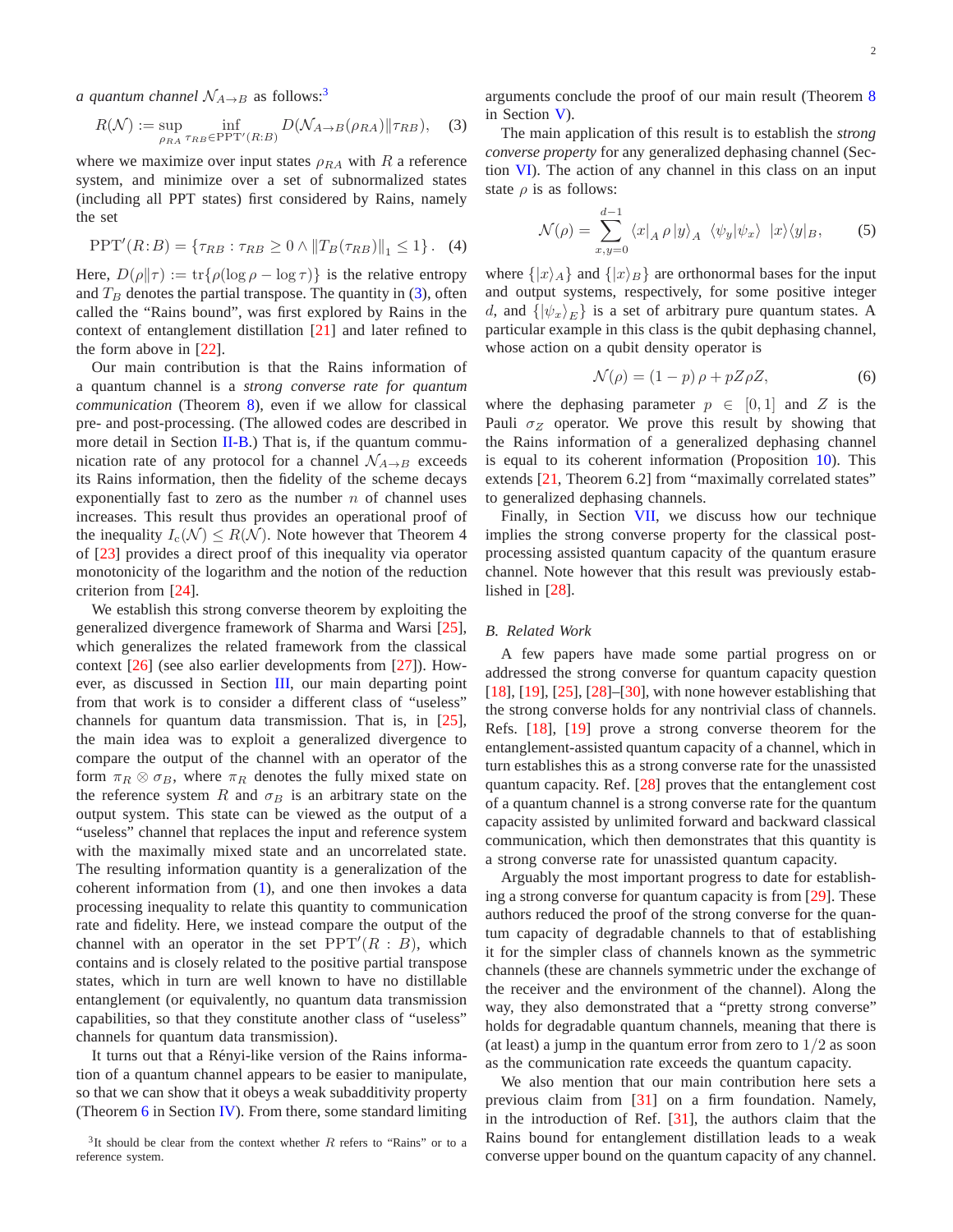*a quantum channel* $\mathcal{N}_{A\to B}$ as follows:[3]

$$R(\mathcal{N}) := \sup_{\rho_{RA}} \inf_{\tau_{RB}\in \mathrm{PPT}'(R:B)} D(\mathcal{N}_{A\to B}(\rho_{RA})\|\tau_{RB}), \quad (3)$$

where we maximize over input states $\rho_{RA}$ with $R$ a reference system, and minimize over a set of subnormalized states (including all PPT states) first considered by Rains, namely the set

$$\mathrm{PPT}'(R\!:\!B) = \{\tau_{RB} : \tau_{RB} \geq 0 \wedge \|T_B(\tau_{RB})\|_1 \leq 1\}. \quad (4)$$

Here, $D(\rho\|\tau) := \mathrm{tr}\{\rho(\log\rho - \log\tau)\}$ is the relative entropy and $T_B$ denotes the partial transpose. The quantity in (3), often called the "Rains bound", was first explored by Rains in the context of entanglement distillation [21] and later refined to the form above in [22].

Our main contribution is that the Rains information of a quantum channel is a *strong converse rate for quantum communication* (Theorem 8), even if we allow for classical pre- and post-processing. (The allowed codes are described in more detail in Section II-B.) That is, if the quantum communication rate of any protocol for a channel $\mathcal{N}_{A\to B}$ exceeds its Rains information, then the fidelity of the scheme decays exponentially fast to zero as the number $n$ of channel uses increases. This result thus provides an operational proof of the inequality $I_c(\mathcal{N}) \leq R(\mathcal{N})$. Note however that Theorem 4 of [23] provides a direct proof of this inequality via operator monotonicity of the logarithm and the notion of the reduction criterion from [24].

We establish this strong converse theorem by exploiting the generalized divergence framework of Sharma and Warsi [25], which generalizes the related framework from the classical context [26] (see also earlier developments from [27]). However, as discussed in Section III, our main departing point from that work is to consider a different class of "useless" channels for quantum data transmission. That is, in [25], the main idea was to exploit a generalized divergence to compare the output of the channel with an operator of the form $\pi_R \otimes \sigma_B$, where $\pi_R$ denotes the fully mixed state on the reference system $R$ and $\sigma_B$ is an arbitrary state on the output system. This state can be viewed as the output of a "useless" channel that replaces the input and reference system with the maximally mixed state and an uncorrelated state. The resulting information quantity is a generalization of the coherent information from (1), and one then invokes a data processing inequality to relate this quantity to communication rate and fidelity. Here, we instead compare the output of the channel with an operator in the set $\mathrm{PPT}'(R:B)$, which contains and is closely related to the positive partial transpose states, which in turn are well known to have no distillable entanglement (or equivalently, no quantum data transmission capabilities, so that they constitute another class of "useless" channels for quantum data transmission).

It turns out that a Rényi-like version of the Rains information of a quantum channel appears to be easier to manipulate, so that we can show that it obeys a weak subadditivity property (Theorem 6 in Section IV). From there, some standard limiting arguments conclude the proof of our main result (Theorem 8 in Section V).

The main application of this result is to establish the *strong converse property* for any generalized dephasing channel (Section VI). The action of any channel in this class on an input state $\rho$ is as follows:

$$\mathcal{N}(\rho) = \sum_{x,y=0}^{d-1} \langle x|_A\, \rho\, |y\rangle_A \;\langle \psi_y|\psi_x\rangle \;|x\rangle\langle y|_B, \quad (5)$$

where $\{|x\rangle_A\}$ and $\{|x\rangle_B\}$ are orthonormal bases for the input and output systems, respectively, for some positive integer $d$, and $\{|\psi_x\rangle_E\}$ is a set of arbitrary pure quantum states. A particular example in this class is the qubit dephasing channel, whose action on a qubit density operator is

$$\mathcal{N}(\rho) = (1-p)\,\rho + pZ\rho Z, \quad (6)$$

where the dephasing parameter $p \in [0,1]$ and $Z$ is the Pauli $\sigma_Z$ operator. We prove this result by showing that the Rains information of a generalized dephasing channel is equal to its coherent information (Proposition 10). This extends [21, Theorem 6.2] from "maximally correlated states" to generalized dephasing channels.

Finally, in Section VII, we discuss how our technique implies the strong converse property for the classical post-processing assisted quantum capacity of the quantum erasure channel. Note however that this result was previously established in [28].

### B. Related Work

A few papers have made some partial progress on or addressed the strong converse for quantum capacity question [18], [19], [25], [28]–[30], with none however establishing that the strong converse holds for any nontrivial class of channels. Refs. [18], [19] prove a strong converse theorem for the entanglement-assisted quantum capacity of a channel, which in turn establishes this as a strong converse rate for the unassisted quantum capacity. Ref. [28] proves that the entanglement cost of a quantum channel is a strong converse rate for the quantum capacity assisted by unlimited forward and backward classical communication, which then demonstrates that this quantity is a strong converse rate for unassisted quantum capacity.

Arguably the most important progress to date for establishing a strong converse for quantum capacity is from [29]. These authors reduced the proof of the strong converse for the quantum capacity of degradable channels to that of establishing it for the simpler class of channels known as the symmetric channels (these are channels symmetric under the exchange of the receiver and the environment of the channel). Along the way, they also demonstrated that a "pretty strong converse" holds for degradable quantum channels, meaning that there is (at least) a jump in the quantum error from zero to $1/2$ as soon as the communication rate exceeds the quantum capacity.

We also mention that our main contribution here sets a previous claim from [31] on a firm foundation. Namely, in the introduction of Ref. [31], the authors claim that the Rains bound for entanglement distillation leads to a weak converse upper bound on the quantum capacity of any channel.

[3] It should be clear from the context whether $R$ refers to "Rains" or to a reference system.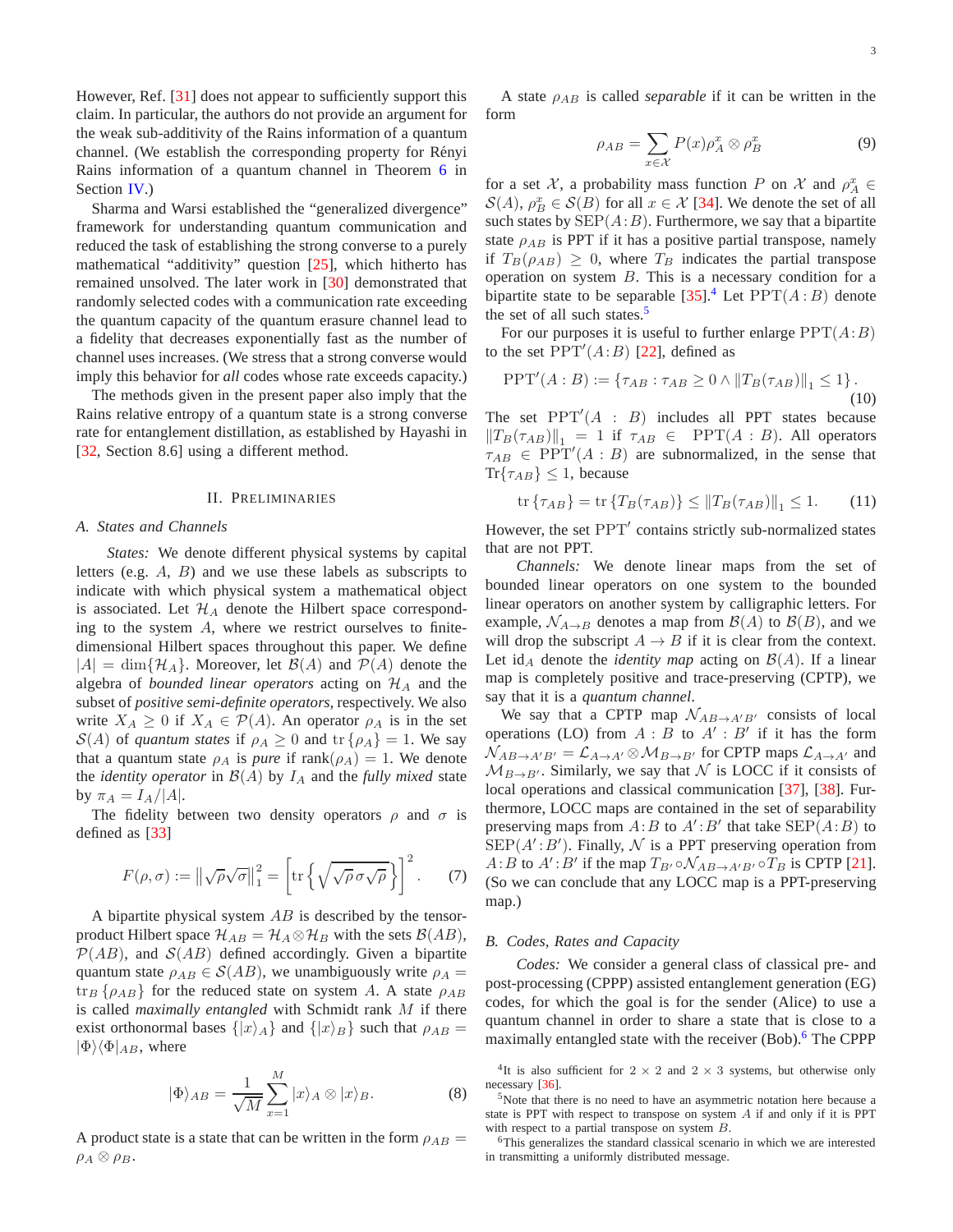However, Ref. [31] does not appear to sufficiently support this claim. In particular, the authors do not provide an argument for the weak sub-additivity of the Rains information of a quantum channel. (We establish the corresponding property for Rényi Rains information of a quantum channel in Theorem 6 in Section IV.)

Sharma and Warsi established the "generalized divergence" framework for understanding quantum communication and reduced the task of establishing the strong converse to a purely mathematical "additivity" question [25], which hitherto has remained unsolved. The later work in [30] demonstrated that randomly selected codes with a communication rate exceeding the quantum capacity of the quantum erasure channel lead to a fidelity that decreases exponentially fast as the number of channel uses increases. (We stress that a strong converse would imply this behavior for *all* codes whose rate exceeds capacity.)

The methods given in the present paper also imply that the Rains relative entropy of a quantum state is a strong converse rate for entanglement distillation, as established by Hayashi in [32, Section 8.6] using a different method.

## II. Preliminaries

### A. States and Channels

*States:* We denote different physical systems by capital letters (e.g. $A$, $B$) and we use these labels as subscripts to indicate with which physical system a mathematical object is associated. Let $\mathcal{H}_A$ denote the Hilbert space corresponding to the system $A$, where we restrict ourselves to finite-dimensional Hilbert spaces throughout this paper. We define $|A| = \dim\{\mathcal{H}_A\}$. Moreover, let $\mathcal{B}(A)$ and $\mathcal{P}(A)$ denote the algebra of *bounded linear operators* acting on $\mathcal{H}_A$ and the subset of *positive semi-definite operators*, respectively. We also write $X_A \geq 0$ if $X_A \in \mathcal{P}(A)$. An operator $\rho_A$ is in the set $\mathcal{S}(A)$ of *quantum states* if $\rho_A \geq 0$ and $\operatorname{tr}\{\rho_A\} = 1$. We say that a quantum state $\rho_A$ is *pure* if $\operatorname{rank}(\rho_A) = 1$. We denote the *identity operator* in $\mathcal{B}(A)$ by $I_A$ and the *fully mixed* state by $\pi_A = I_A/|A|$.

The fidelity between two density operators $\rho$ and $\sigma$ is defined as [33]

$$F(\rho,\sigma) := \left\|\sqrt{\rho}\sqrt{\sigma}\right\|_1^2 = \left[\operatorname{tr}\left\{\sqrt{\sqrt{\rho}\,\sigma\sqrt{\rho}}\right\}\right]^2. \tag{7}$$

A bipartite physical system $AB$ is described by the tensor-product Hilbert space $\mathcal{H}_{AB} = \mathcal{H}_A \otimes \mathcal{H}_B$ with the sets $\mathcal{B}(AB)$, $\mathcal{P}(AB)$, and $\mathcal{S}(AB)$ defined accordingly. Given a bipartite quantum state $\rho_{AB} \in \mathcal{S}(AB)$, we unambiguously write $\rho_A = \operatorname{tr}_B\{\rho_{AB}\}$ for the reduced state on system $A$. A state $\rho_{AB}$ is called *maximally entangled* with Schmidt rank $M$ if there exist orthonormal bases $\{|x\rangle_A\}$ and $\{|x\rangle_B\}$ such that $\rho_{AB} = |\Phi\rangle\langle\Phi|_{AB}$, where

$$|\Phi\rangle_{AB} = \frac{1}{\sqrt{M}}\sum_{x=1}^{M}|x\rangle_A \otimes |x\rangle_B. \tag{8}$$

A product state is a state that can be written in the form $\rho_{AB} = \rho_A \otimes \rho_B$.

A state $\rho_{AB}$ is called *separable* if it can be written in the form

$$\rho_{AB} = \sum_{x\in\mathcal{X}} P(x)\rho_A^x \otimes \rho_B^x \tag{9}$$

for a set $\mathcal{X}$, a probability mass function $P$ on $\mathcal{X}$ and $\rho_A^x \in \mathcal{S}(A)$, $\rho_B^x \in \mathcal{S}(B)$ for all $x \in \mathcal{X}$ [34]. We denote the set of all such states by $\mathrm{SEP}(A\!:\!B)$. Furthermore, we say that a bipartite state $\rho_{AB}$ is PPT if it has a positive partial transpose, namely if $T_B(\rho_{AB}) \geq 0$, where $T_B$ indicates the partial transpose operation on system $B$. This is a necessary condition for a bipartite state to be separable [35].[4] Let $\mathrm{PPT}(A\!:\!B)$ denote the set of all such states.[5]

For our purposes it is useful to further enlarge $\mathrm{PPT}(A\!:\!B)$ to the set $\mathrm{PPT}'(A\!:\!B)$ [22], defined as

$$\mathrm{PPT}'(A:B) := \{\tau_{AB} : \tau_{AB} \geq 0 \wedge \|T_B(\tau_{AB})\|_1 \leq 1\}. \tag{10}$$

The set $\mathrm{PPT}'(A:B)$ includes all PPT states because $\|T_B(\tau_{AB})\|_1 = 1$ if $\tau_{AB} \in \mathrm{PPT}(A:B)$. All operators $\tau_{AB} \in \mathrm{PPT}'(A:B)$ are subnormalized, in the sense that $\mathrm{Tr}\{\tau_{AB}\} \leq 1$, because

$$\operatorname{tr}\{\tau_{AB}\} = \operatorname{tr}\{T_B(\tau_{AB})\} \leq \|T_B(\tau_{AB})\|_1 \leq 1. \tag{11}$$

However, the set $\mathrm{PPT}'$ contains strictly sub-normalized states that are not PPT.

*Channels:* We denote linear maps from the set of bounded linear operators on one system to the bounded linear operators on another system by calligraphic letters. For example, $\mathcal{N}_{A\to B}$ denotes a map from $\mathcal{B}(A)$ to $\mathcal{B}(B)$, and we will drop the subscript $A \to B$ if it is clear from the context. Let $\mathrm{id}_A$ denote the *identity map* acting on $\mathcal{B}(A)$. If a linear map is completely positive and trace-preserving (CPTP), we say that it is a *quantum channel*.

We say that a CPTP map $\mathcal{N}_{AB\to A'B'}$ consists of local operations (LO) from $A:B$ to $A':B'$ if it has the form $\mathcal{N}_{AB\to A'B'} = \mathcal{L}_{A\to A'} \otimes \mathcal{M}_{B\to B'}$ for CPTP maps $\mathcal{L}_{A\to A'}$ and $\mathcal{M}_{B\to B'}$. Similarly, we say that $\mathcal{N}$ is LOCC if it consists of local operations and classical communication [37], [38]. Furthermore, LOCC maps are contained in the set of separability preserving maps from $A\!:\!B$ to $A'\!:\!B'$ that take $\mathrm{SEP}(A\!:\!B)$ to $\mathrm{SEP}(A'\!:\!B')$. Finally, $\mathcal{N}$ is a PPT preserving operation from $A\!:\!B$ to $A'\!:\!B'$ if the map $T_{B'} \circ \mathcal{N}_{AB\to A'B'} \circ T_B$ is CPTP [21]. (So we can conclude that any LOCC map is a PPT-preserving map.)

### B. Codes, Rates and Capacity

*Codes:* We consider a general class of classical pre- and post-processing (CPPP) assisted entanglement generation (EG) codes, for which the goal is for the sender (Alice) to use a quantum channel in order to share a state that is close to a maximally entangled state with the receiver (Bob).[6] The CPPP

[4] It is also sufficient for $2 \times 2$ and $2 \times 3$ systems, but otherwise only necessary [36].

[5] Note that there is no need to have an asymmetric notation here because a state is PPT with respect to transpose on system $A$ if and only if it is PPT with respect to a partial transpose on system $B$.

[6] This generalizes the standard classical scenario in which we are interested in transmitting a uniformly distributed message.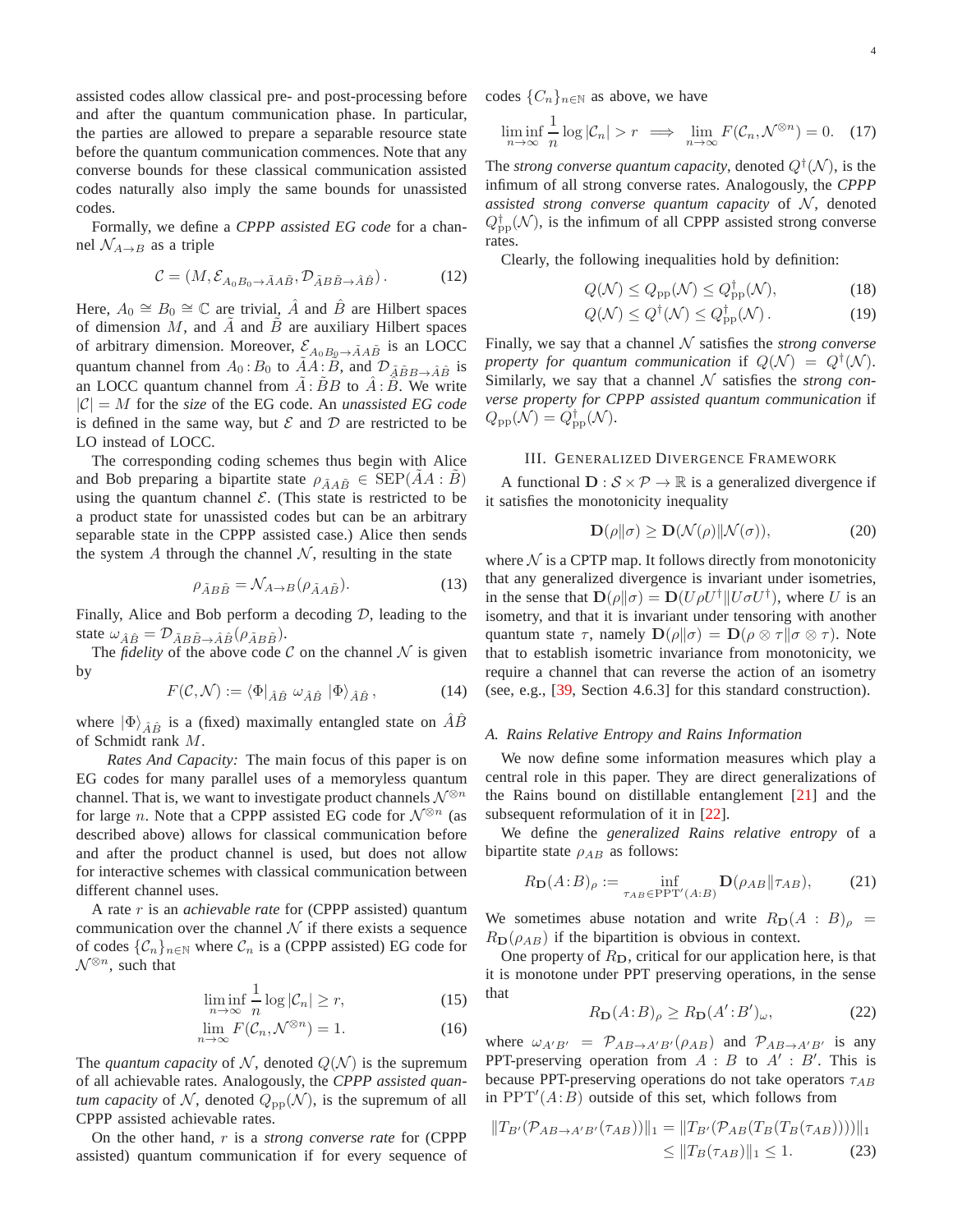assisted codes allow classical pre- and post-processing before and after the quantum communication phase. In particular, the parties are allowed to prepare a separable resource state before the quantum communication commences. Note that any converse bounds for these classical communication assisted codes naturally also imply the same bounds for unassisted codes.

Formally, we define a *CPPP assisted EG code* for a channel $\mathcal{N}_{A\to B}$ as a triple

$$\mathcal{C} = (M, \mathcal{E}_{A_0B_0\to \tilde{A}A\tilde{B}}, \mathcal{D}_{\tilde{A}B\tilde{B}\to \hat{A}\hat{B}}) . \tag{12}$$

Here, $A_0 \cong B_0 \cong \mathbb{C}$ are trivial, $\hat{A}$ and $\hat{B}$ are Hilbert spaces of dimension $M$, and $\tilde{A}$ and $\tilde{B}$ are auxiliary Hilbert spaces of arbitrary dimension. Moreover, $\mathcal{E}_{A_0B_0\to \tilde{A}A\tilde{B}}$ is an LOCC quantum channel from $A_0 : B_0$ to $\tilde{A}A : \tilde{B}$, and $\mathcal{D}_{\tilde{A}B\tilde{B}\to \hat{A}\hat{B}}$ is an LOCC quantum channel from $\tilde{A} : B\tilde{B}$ to $\hat{A} : \hat{B}$. We write $|\mathcal{C}| = M$ for the *size* of the EG code. An *unassisted EG code* is defined in the same way, but $\mathcal{E}$ and $\mathcal{D}$ are restricted to be LO instead of LOCC.

The corresponding coding schemes thus begin with Alice and Bob preparing a bipartite state $\rho_{\tilde{A}A\tilde{B}} \in \mathrm{SEP}(\tilde{A}A : \tilde{B})$ using the quantum channel $\mathcal{E}$. (This state is restricted to be a product state for unassisted codes but can be an arbitrary separable state in the CPPP assisted case.) Alice then sends the system $A$ through the channel $\mathcal{N}$, resulting in the state

$$\rho_{\tilde{A}B\tilde{B}} = \mathcal{N}_{A\to B}(\rho_{\tilde{A}A\tilde{B}}). \tag{13}$$

Finally, Alice and Bob perform a decoding $\mathcal{D}$, leading to the state $\omega_{\hat{A}\hat{B}} = \mathcal{D}_{\tilde{A}B\tilde{B}\to \hat{A}\hat{B}}(\rho_{\tilde{A}B\tilde{B}})$.

The *fidelity* of the above code $\mathcal{C}$ on the channel $\mathcal{N}$ is given by

$$F(\mathcal{C}, \mathcal{N}) := \langle \Phi|_{\hat{A}\hat{B}}\ \omega_{\hat{A}\hat{B}}\ |\Phi\rangle_{\hat{A}\hat{B}} , \tag{14}$$

where $|\Phi\rangle_{\hat{A}\hat{B}}$ is a (fixed) maximally entangled state on $\hat{A}\hat{B}$ of Schmidt rank $M$.

*Rates And Capacity:* The main focus of this paper is on EG codes for many parallel uses of a memoryless quantum channel. That is, we want to investigate product channels $\mathcal{N}^{\otimes n}$ for large $n$. Note that a CPPP assisted EG code for $\mathcal{N}^{\otimes n}$ (as described above) allows for classical communication before and after the product channel is used, but does not allow for interactive schemes with classical communication between different channel uses.

A rate $r$ is an *achievable rate* for (CPPP assisted) quantum communication over the channel $\mathcal{N}$ if there exists a sequence of codes $\{\mathcal{C}_n\}_{n\in\mathbb{N}}$ where $\mathcal{C}_n$ is a (CPPP assisted) EG code for $\mathcal{N}^{\otimes n}$, such that

$$\liminf_{n\to\infty} \frac{1}{n} \log |\mathcal{C}_n| \geq r, \tag{15}$$

$$\lim_{n\to\infty} F(\mathcal{C}_n, \mathcal{N}^{\otimes n}) = 1. \tag{16}$$

The *quantum capacity* of $\mathcal{N}$, denoted $Q(\mathcal{N})$ is the supremum of all achievable rates. Analogously, the *CPPP assisted quantum capacity* of $\mathcal{N}$, denoted $Q_{\mathrm{pp}}(\mathcal{N})$, is the supremum of all CPPP assisted achievable rates.

On the other hand, $r$ is a *strong converse rate* for (CPPP assisted) quantum communication if for every sequence of codes $\{C_n\}_{n\in\mathbb{N}}$ as above, we have

$$\liminf_{n\to\infty} \frac{1}{n} \log |\mathcal{C}_n| > r \implies \lim_{n\to\infty} F(\mathcal{C}_n, \mathcal{N}^{\otimes n}) = 0. \tag{17}$$

The *strong converse quantum capacity*, denoted $Q^{\dagger}(\mathcal{N})$, is the infimum of all strong converse rates. Analogously, the *CPPP assisted strong converse quantum capacity* of $\mathcal{N}$, denoted $Q^{\dagger}_{\mathrm{pp}}(\mathcal{N})$, is the infimum of all CPPP assisted strong converse rates.

Clearly, the following inequalities hold by definition:

$$Q(\mathcal{N}) \leq Q_{\mathrm{pp}}(\mathcal{N}) \leq Q^{\dagger}_{\mathrm{pp}}(\mathcal{N}), \tag{18}$$

$$Q(\mathcal{N}) \leq Q^{\dagger}(\mathcal{N}) \leq Q^{\dagger}_{\mathrm{pp}}(\mathcal{N}) . \tag{19}$$

Finally, we say that a channel $\mathcal{N}$ satisfies the *strong converse property for quantum communication* if $Q(\mathcal{N}) = Q^{\dagger}(\mathcal{N})$. Similarly, we say that a channel $\mathcal{N}$ satisfies the *strong converse property for CPPP assisted quantum communication* if $Q_{\mathrm{pp}}(\mathcal{N}) = Q^{\dagger}_{\mathrm{pp}}(\mathcal{N})$.

## III. Generalized Divergence Framework

A functional $\mathbf{D} : \mathcal{S} \times \mathcal{P} \to \mathbb{R}$ is a generalized divergence if it satisfies the monotonicity inequality

$$\mathbf{D}(\rho\|\sigma) \geq \mathbf{D}(\mathcal{N}(\rho)\|\mathcal{N}(\sigma)), \tag{20}$$

where $\mathcal{N}$ is a CPTP map. It follows directly from monotonicity that any generalized divergence is invariant under isometries, in the sense that $\mathbf{D}(\rho\|\sigma) = \mathbf{D}(U\rho U^{\dagger}\|U\sigma U^{\dagger})$, where $U$ is an isometry, and that it is invariant under tensoring with another quantum state $\tau$, namely $\mathbf{D}(\rho\|\sigma) = \mathbf{D}(\rho\otimes\tau\|\sigma\otimes\tau)$. Note that to establish isometric invariance from monotonicity, we require a channel that can reverse the action of an isometry (see, e.g., [39, Section 4.6.3] for this standard construction).

### A. Rains Relative Entropy and Rains Information

We now define some information measures which play a central role in this paper. They are direct generalizations of the Rains bound on distillable entanglement [21] and the subsequent reformulation of it in [22].

We define the *generalized Rains relative entropy* of a bipartite state $\rho_{AB}$ as follows:

$$R_{\mathbf{D}}(A\!:\!B)_{\rho} := \inf_{\tau_{AB}\in \mathrm{PPT}'(A:B)} \mathbf{D}(\rho_{AB}\|\tau_{AB}), \tag{21}$$

We sometimes abuse notation and write $R_{\mathbf{D}}(A : B)_{\rho} = R_{\mathbf{D}}(\rho_{AB})$ if the bipartition is obvious in context.

One property of $R_{\mathbf{D}}$, critical for our application here, is that it is monotone under PPT preserving operations, in the sense that

$$R_{\mathbf{D}}(A\!:\!B)_{\rho} \geq R_{\mathbf{D}}(A'\!:\!B')_{\omega}, \tag{22}$$

where $\omega_{A'B'} = \mathcal{P}_{AB\to A'B'}(\rho_{AB})$ and $\mathcal{P}_{AB\to A'B'}$ is any PPT-preserving operation from $A : B$ to $A' : B'$. This is because PPT-preserving operations do not take operators $\tau_{AB}$ in $\mathrm{PPT}'(A\!:\!B)$ outside of this set, which follows from

$$\begin{aligned}\|T_{B'}(\mathcal{P}_{AB\to A'B'}(\tau_{AB}))\|_1 &= \|T_{B'}(\mathcal{P}_{AB}(T_B(T_B(\tau_{AB}))))\|_1 \\ &\leq \|T_B(\tau_{AB})\|_1 \leq 1.\end{aligned} \tag{23}$$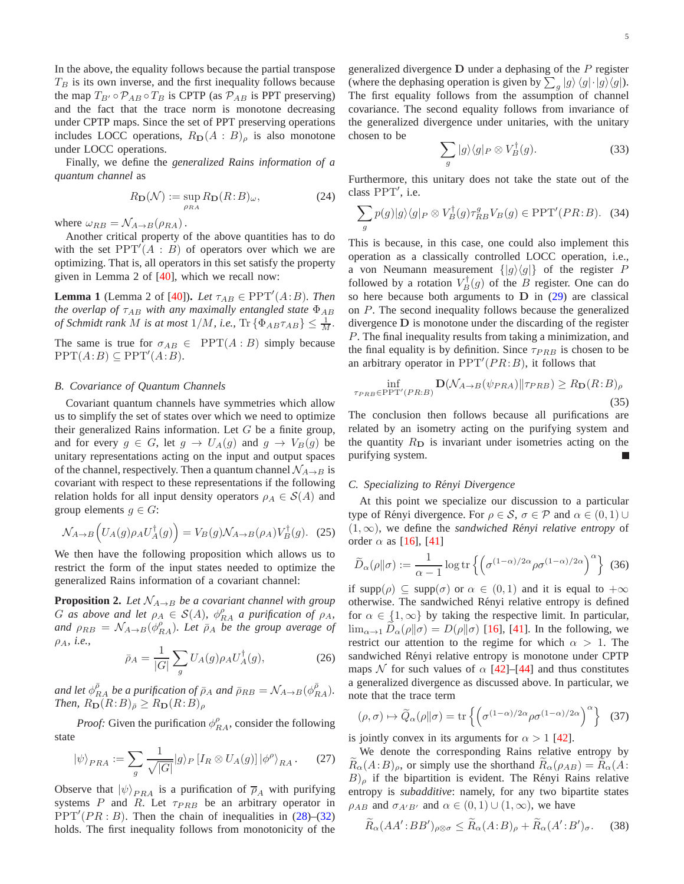In the above, the equality follows because the partial transpose $T_B$ is its own inverse, and the first inequality follows because the map $T_{B'} \circ \mathcal{P}_{AB} \circ T_B$ is CPTP (as $\mathcal{P}_{AB}$ is PPT preserving) and the fact that the trace norm is monotone decreasing under CPTP maps. Since the set of PPT preserving operations includes LOCC operations, $R_{\mathbf{D}}(A:B)_\rho$ is also monotone under LOCC operations.

Finally, we define the *generalized Rains information of a quantum channel* as

$$R_{\mathbf{D}}(\mathcal{N}) := \sup_{\rho_{RA}} R_{\mathbf{D}}(R:B)_\omega, \tag{24}$$

where $\omega_{RB} = \mathcal{N}_{A\to B}(\rho_{RA})$.

Another critical property of the above quantities has to do with the set $\mathrm{PPT}'(A:B)$ of operators over which we are optimizing. That is, all operators in this set satisfy the property given in Lemma 2 of [40], which we recall now:

**Lemma 1** (Lemma 2 of [40])**.** *Let $\tau_{AB} \in \mathrm{PPT}'(A:B)$. Then the overlap of $\tau_{AB}$ with any maximally entangled state $\Phi_{AB}$ of Schmidt rank $M$ is at most $1/M$, i.e.,* $\operatorname{Tr}\{\Phi_{AB}\tau_{AB}\} \leq \frac{1}{M}$.

The same is true for $\sigma_{AB} \in \mathrm{PPT}(A:B)$ simply because $\mathrm{PPT}(A:B) \subseteq \mathrm{PPT}'(A:B)$.

### B. Covariance of Quantum Channels

Covariant quantum channels have symmetries which allow us to simplify the set of states over which we need to optimize their generalized Rains information. Let $G$ be a finite group, and for every $g \in G$, let $g \to U_A(g)$ and $g \to V_B(g)$ be unitary representations acting on the input and output spaces of the channel, respectively. Then a quantum channel $\mathcal{N}_{A\to B}$ is covariant with respect to these representations if the following relation holds for all input density operators $\rho_A \in \mathcal{S}(A)$ and group elements $g \in G$:

$$\mathcal{N}_{A\to B}\Big(U_A(g)\rho_A U_A^\dagger(g)\Big) = V_B(g)\mathcal{N}_{A\to B}(\rho_A)V_B^\dagger(g). \tag{25}$$

We then have the following proposition which allows us to restrict the form of the input states needed to optimize the generalized Rains information of a covariant channel:

**Proposition 2.** *Let $\mathcal{N}_{A\to B}$ be a covariant channel with group $G$ as above and let $\rho_A \in \mathcal{S}(A)$, $\phi^\rho_{RA}$ a purification of $\rho_A$, and $\rho_{RB} = \mathcal{N}_{A\to B}(\phi^\rho_{RA})$. Let $\bar{\rho}_A$ be the group average of $\rho_A$, i.e.,*

$$\bar{\rho}_A = \frac{1}{|G|}\sum_g U_A(g)\rho_A U_A^\dagger(g), \tag{26}$$

*and let $\phi^{\bar{\rho}}_{RA}$ be a purification of $\bar{\rho}_A$ and $\bar{\rho}_{RB} = \mathcal{N}_{A\to B}(\phi^{\bar{\rho}}_{RA})$. Then, $R_{\mathbf{D}}(R:B)_{\bar{\rho}} \geq R_{\mathbf{D}}(R:B)_\rho$*

*Proof:* Given the purification $\phi^\rho_{RA}$, consider the following state

$$|\psi\rangle_{PRA} := \sum_g \frac{1}{\sqrt{|G|}}|g\rangle_P \left[I_R \otimes U_A(g)\right]|\phi^\rho\rangle_{RA}. \tag{27}$$

Observe that $|\psi\rangle_{PRA}$ is a purification of $\overline{\rho}_A$ with purifying systems $P$ and $R$. Let $\tau_{PRB}$ be an arbitrary operator in $\mathrm{PPT}'(PR:B)$. Then the chain of inequalities in (28)–(32) holds. The first inequality follows from monotonicity of the generalized divergence $\mathbf{D}$ under a dephasing of the $P$ register (where the dephasing operation is given by $\sum_g |g\rangle\langle g|\cdot|g\rangle\langle g|$). The first equality follows from the assumption of channel covariance. The second equality follows from invariance of the generalized divergence under unitaries, with the unitary chosen to be

$$\sum_g |g\rangle\langle g|_P \otimes V_B^\dagger(g). \tag{33}$$

Furthermore, this unitary does not take the state out of the class $\mathrm{PPT}'$, i.e.

$$\sum_g p(g)|g\rangle\langle g|_P \otimes V_B^\dagger(g)\tau^g_{RB}V_B(g) \in \mathrm{PPT}'(PR:B). \tag{34}$$

This is because, in this case, one could also implement this operation as a classically controlled LOCC operation, i.e., a von Neumann measurement $\{|g\rangle\langle g|\}$ of the register $P$ followed by a rotation $V_B^\dagger(g)$ of the $B$ register. One can do so here because both arguments to $\mathbf{D}$ in (29) are classical on $P$. The second inequality follows because the generalized divergence $\mathbf{D}$ is monotone under the discarding of the register $P$. The final inequality results from taking a minimization, and the final equality is by definition. Since $\tau_{PRB}$ is chosen to be an arbitrary operator in $\mathrm{PPT}'(PR:B)$, it follows that

$$\inf_{\tau_{PRB}\in\mathrm{PPT}'(PR:B)} \mathbf{D}(\mathcal{N}_{A\to B}(\psi_{PRA})\|\tau_{PRB}) \geq R_{\mathbf{D}}(R:B)_\rho \tag{35}$$

The conclusion then follows because all purifications are related by an isometry acting on the purifying system and the quantity $R_{\mathbf{D}}$ is invariant under isometries acting on the purifying system. ∎

### C. Specializing to Rényi Divergence

At this point we specialize our discussion to a particular type of Rényi divergence. For $\rho \in \mathcal{S}$, $\sigma \in \mathcal{P}$ and $\alpha \in (0,1)\cup(1,\infty)$, we define the *sandwiched Rényi relative entropy* of order $\alpha$ as [16], [41]

$$\widetilde{D}_\alpha(\rho\|\sigma) := \frac{1}{\alpha-1}\log\operatorname{tr}\left\{\left(\sigma^{(1-\alpha)/2\alpha}\rho\sigma^{(1-\alpha)/2\alpha}\right)^\alpha\right\} \tag{36}$$

if $\operatorname{supp}(\rho) \subseteq \operatorname{supp}(\sigma)$ or $\alpha \in (0,1)$ and it is equal to $+\infty$ otherwise. The sandwiched Rényi relative entropy is defined for $\alpha \in \{1,\infty\}$ by taking the respective limit. In particular, $\lim_{\alpha\to1}\widetilde{D}_\alpha(\rho\|\sigma) = D(\rho\|\sigma)$ [16], [41]. In the following, we restrict our attention to the regime for which $\alpha > 1$. The sandwiched Rényi relative entropy is monotone under CPTP maps $\mathcal{N}$ for such values of $\alpha$ [42]–[44] and thus constitutes a generalized divergence as discussed above. In particular, we note that the trace term

$$(\rho,\sigma) \mapsto \widetilde{Q}_\alpha(\rho\|\sigma) = \operatorname{tr}\left\{\left(\sigma^{(1-\alpha)/2\alpha}\rho\sigma^{(1-\alpha)/2\alpha}\right)^\alpha\right\} \tag{37}$$

is jointly convex in its arguments for $\alpha > 1$ [42].

We denote the corresponding Rains relative entropy by $\widetilde{R}_\alpha(A:B)_\rho$, or simply use the shorthand $\widetilde{R}_\alpha(\rho_{AB}) = \widetilde{R}_\alpha(A:B)_\rho$ if the bipartition is evident. The Rényi Rains relative entropy is *subadditive*: namely, for any two bipartite states $\rho_{AB}$ and $\sigma_{A'B'}$ and $\alpha \in (0,1)\cup(1,\infty)$, we have

$$\widetilde{R}_\alpha(AA':BB')_{\rho\otimes\sigma} \leq \widetilde{R}_\alpha(A:B)_\rho + \widetilde{R}_\alpha(A':B')_\sigma. \tag{38}$$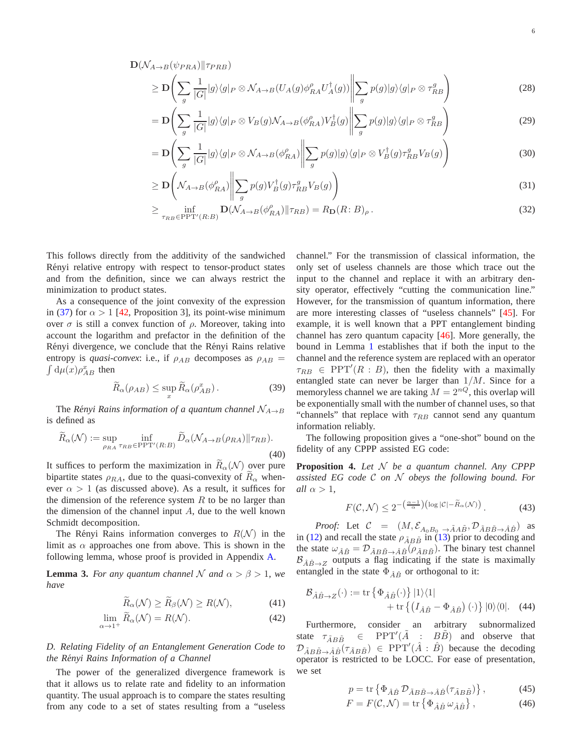$$
\begin{aligned}
&\mathbf{D}(\mathcal{N}_{A\to B}(\psi_{PRA})\|\tau_{PRB}) \\
&\geq \mathbf{D}\left(\sum_g \frac{1}{|G|}|g\rangle\langle g|_P \otimes \mathcal{N}_{A\to B}(U_A(g)\phi^\rho_{RA}U^\dagger_A(g))\middle\|\sum_g p(g)|g\rangle\langle g|_P \otimes \tau^g_{RB}\right) && (28)\\
&= \mathbf{D}\left(\sum_g \frac{1}{|G|}|g\rangle\langle g|_P \otimes V_B(g)\mathcal{N}_{A\to B}(\phi^\rho_{RA})V^\dagger_B(g)\middle\|\sum_g p(g)|g\rangle\langle g|_P \otimes \tau^g_{RB}\right) && (29)\\
&= \mathbf{D}\left(\sum_g \frac{1}{|G|}|g\rangle\langle g|_P \otimes \mathcal{N}_{A\to B}(\phi^\rho_{RA})\middle\|\sum_g p(g)|g\rangle\langle g|_P \otimes V^\dagger_B(g)\tau^g_{RB}V_B(g)\right) && (30)\\
&\geq \mathbf{D}\left(\mathcal{N}_{A\to B}(\phi^\rho_{RA})\middle\|\sum_g p(g)V^\dagger_B(g)\tau^g_{RB}V_B(g)\right) && (31)\\
&\geq \inf_{\tau_{RB}\in \mathrm{PPT}'(R:B)} \mathbf{D}(\mathcal{N}_{A\to B}(\phi^\rho_{RA})\|\tau_{RB}) = R_{\mathbf{D}}(R\colon B)_\rho\,. && (32)
\end{aligned}
$$

This follows directly from the additivity of the sandwiched Rényi relative entropy with respect to tensor-product states and from the definition, since we can always restrict the minimization to product states.

As a consequence of the joint convexity of the expression in (37) for $\alpha > 1$ [42, Proposition 3], its point-wise minimum over $\sigma$ is still a convex function of $\rho$. Moreover, taking into account the logarithm and prefactor in the definition of the Rényi divergence, we conclude that the Rényi Rains relative entropy is *quasi-convex*: i.e., if $\rho_{AB}$ decomposes as $\rho_{AB} = \int \mathrm{d}\mu(x)\rho^x_{AB}$ then

$$
\widetilde{R}_\alpha(\rho_{AB}) \leq \sup_x \widetilde{R}_\alpha(\rho^x_{AB})\,. \tag{39}
$$

The *Rényi Rains information of a quantum channel* $\mathcal{N}_{A\to B}$ is defined as

$$
\widetilde{R}_\alpha(\mathcal{N}) := \sup_{\rho_{RA}} \inf_{\tau_{RB}\in \mathrm{PPT}'(R:B)} \widetilde{D}_\alpha(\mathcal{N}_{A\to B}(\rho_{RA})\|\tau_{RB}). \tag{40}
$$

It suffices to perform the maximization in $\widetilde{R}_\alpha(\mathcal{N})$ over pure bipartite states $\rho_{RA}$, due to the quasi-convexity of $\widetilde{R}_\alpha$ whenever $\alpha > 1$ (as discussed above). As a result, it suffices for the dimension of the reference system $R$ to be no larger than the dimension of the channel input $A$, due to the well known Schmidt decomposition.

The Rényi Rains information converges to $R(\mathcal{N})$ in the limit as $\alpha$ approaches one from above. This is shown in the following lemma, whose proof is provided in Appendix A.

**Lemma 3.** *For any quantum channel $\mathcal{N}$ and $\alpha > \beta > 1$, we have*

$$
\widetilde{R}_\alpha(\mathcal{N}) \geq \widetilde{R}_\beta(\mathcal{N}) \geq R(\mathcal{N}), \tag{41}
$$

$$
\lim_{\alpha\to 1^+} \widetilde{R}_\alpha(\mathcal{N}) = R(\mathcal{N}). \tag{42}
$$

### D. Relating Fidelity of an Entanglement Generation Code to the Rényi Rains Information of a Channel

The power of the generalized divergence framework is that it allows us to relate rate and fidelity to an information quantity. The usual approach is to compare the states resulting from any code to a set of states resulting from a "useless channel." For the transmission of classical information, the only set of useless channels are those which trace out the input to the channel and replace it with an arbitrary density operator, effectively "cutting the communication line." However, for the transmission of quantum information, there are more interesting classes of "useless channels" [45]. For example, it is well known that a PPT entanglement binding channel has zero quantum capacity [46]. More generally, the bound in Lemma 1 establishes that if both the input to the channel and the reference system are replaced with an operator $\tau_{RB} \in \mathrm{PPT}'(R:B)$, then the fidelity with a maximally entangled state can never be larger than $1/M$. Since for a memoryless channel we are taking $M = 2^{nQ}$, this overlap will be exponentially small with the number of channel uses, so that "channels" that replace with $\tau_{RB}$ cannot send any quantum information reliably.

The following proposition gives a "one-shot" bound on the fidelity of any CPPP assisted EG code:

**Proposition 4.** *Let $\mathcal{N}$ be a quantum channel. Any CPPP assisted EG code $\mathcal{C}$ on $\mathcal{N}$ obeys the following bound. For all $\alpha > 1$,*

$$
F(\mathcal{C},\mathcal{N}) \leq 2^{-\left(\frac{\alpha-1}{\alpha}\right)\left(\log|\mathcal{C}| - \widetilde{R}_\alpha(\mathcal{N})\right)}\,. \tag{43}
$$

*Proof:* Let $\mathcal{C} = (M, \mathcal{E}_{A_0B_0\to\tilde{A}A\tilde{B}}, \mathcal{D}_{\tilde{A}B\tilde{B}\to\hat{A}\hat{B}})$ as in (12) and recall the state $\rho_{\tilde{A}B\tilde{B}}$ in (13) prior to decoding and the state $\omega_{\hat{A}\hat{B}} = \mathcal{D}_{\tilde{A}B\tilde{B}\to\hat{A}\hat{B}}(\rho_{\tilde{A}B\tilde{B}})$. The binary test channel $\mathcal{B}_{\hat{A}\hat{B}\to Z}$ outputs a flag indicating if the state is maximally entangled in the state $\Phi_{\hat{A}\hat{B}}$ or orthogonal to it:

$$
\begin{aligned}
\mathcal{B}_{\hat{A}\hat{B}\to Z}(\cdot) := \operatorname{tr}\left\{\Phi_{\hat{A}\hat{B}}(\cdot)\right\}|1\rangle\langle 1| \\
+ \operatorname{tr}\left\{\left(I_{\hat{A}\hat{B}} - \Phi_{\hat{A}\hat{B}}\right)(\cdot)\right\}|0\rangle\langle 0|.
\end{aligned} \tag{44}
$$

Furthermore, consider an arbitrary subnormalized state $\tau_{\tilde{A}B\tilde{B}} \in \mathrm{PPT}'(\tilde{A} : B\tilde{B})$ and observe that $\mathcal{D}_{\tilde{A}B\tilde{B}\to\hat{A}\hat{B}}(\tau_{\tilde{A}B\tilde{B}}) \in \mathrm{PPT}'(\hat{A} : \hat{B})$ because the decoding operator is restricted to be LOCC. For ease of presentation, we set

$$
p = \operatorname{tr}\left\{\Phi_{\hat{A}\hat{B}}\,\mathcal{D}_{\tilde{A}B\tilde{B}\to\hat{A}\hat{B}}(\tau_{\tilde{A}B\tilde{B}})\right\}, \tag{45}
$$

$$
F = F(\mathcal{C},\mathcal{N}) = \operatorname{tr}\left\{\Phi_{\hat{A}\hat{B}}\,\omega_{\hat{A}\hat{B}}\right\}, \tag{46}
$$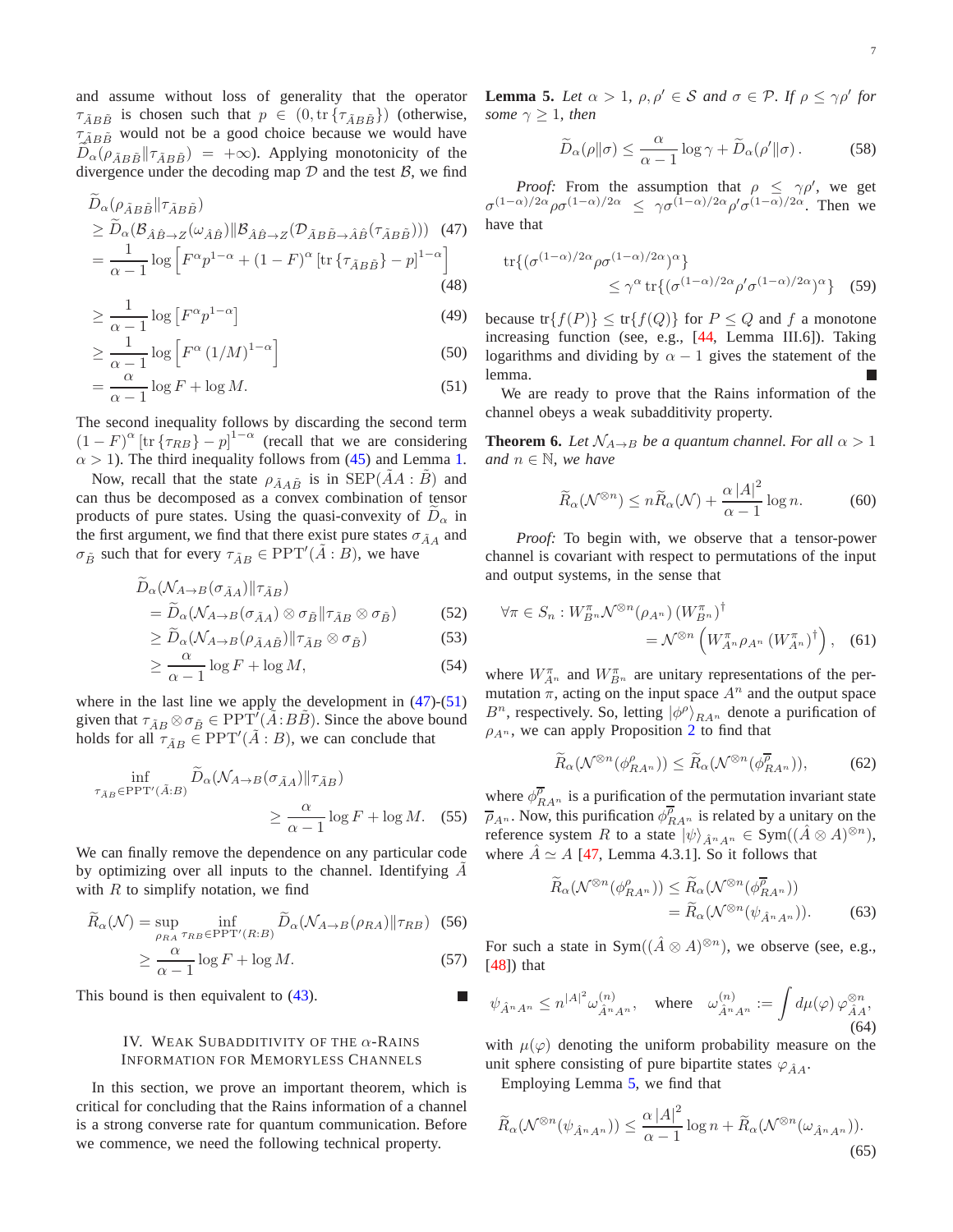and assume without loss of generality that the operator $\tau_{\tilde{A}B\tilde{B}}$ is chosen such that $p \in (0, \operatorname{tr}\{\tau_{\tilde{A}B\tilde{B}}\})$ (otherwise, $\tau_{\tilde{A}B\tilde{B}}$ would not be a good choice because we would have $\widetilde{D}_\alpha(\rho_{\tilde{A}B\tilde{B}} \| \tau_{\tilde{A}B\tilde{B}}) = +\infty$). Applying monotonicity of the divergence under the decoding map $\mathcal{D}$ and the test $\mathcal{B}$, we find

$$
\begin{aligned}
&\widetilde{D}_\alpha(\rho_{\tilde{A}B\tilde{B}} \| \tau_{\tilde{A}B\tilde{B}}) \\
&\geq \widetilde{D}_\alpha(\mathcal{B}_{\hat{A}\hat{B}\to Z}(\omega_{\hat{A}\hat{B}}) \| \mathcal{B}_{\hat{A}\hat{B}\to Z}(\mathcal{D}_{\tilde{A}B\tilde{B}\to\hat{A}\hat{B}}(\tau_{\tilde{A}B\tilde{B}}))) \quad (47)\\
&= \frac{1}{\alpha-1}\log\left[F^\alpha p^{1-\alpha} + (1-F)^\alpha\left[\operatorname{tr}\{\tau_{\tilde{A}B\tilde{B}}\} - p\right]^{1-\alpha}\right] \quad (48)\\
&\geq \frac{1}{\alpha-1}\log\left[F^\alpha p^{1-\alpha}\right] \quad (49)\\
&\geq \frac{1}{\alpha-1}\log\left[F^\alpha (1/M)^{1-\alpha}\right] \quad (50)\\
&= \frac{\alpha}{\alpha-1}\log F + \log M. \quad (51)
\end{aligned}
$$

The second inequality follows by discarding the second term $(1-F)^\alpha\left[\operatorname{tr}\{\tau_{RB}\} - p\right]^{1-\alpha}$ (recall that we are considering $\alpha > 1$). The third inequality follows from (45) and Lemma 1.

Now, recall that the state $\rho_{\tilde{A}A\tilde{B}}$ is in $\mathrm{SEP}(\tilde{A}A : \tilde{B})$ and can thus be decomposed as a convex combination of tensor products of pure states. Using the quasi-convexity of $\widetilde{D}_\alpha$ in the first argument, we find that there exist pure states $\sigma_{\tilde{A}A}$ and $\sigma_{\tilde{B}}$ such that for every $\tau_{\tilde{A}B} \in \mathrm{PPT}'(\tilde{A} : B)$, we have

$$
\begin{aligned}
&\widetilde{D}_\alpha(\mathcal{N}_{A\to B}(\sigma_{\tilde{A}A}) \| \tau_{\tilde{A}B}) \\
&\quad = \widetilde{D}_\alpha(\mathcal{N}_{A\to B}(\sigma_{\tilde{A}A}) \otimes \sigma_{\tilde{B}} \| \tau_{\tilde{A}B} \otimes \sigma_{\tilde{B}}) \quad (52)\\
&\quad \geq \widetilde{D}_\alpha(\mathcal{N}_{A\to B}(\rho_{\tilde{A}A\tilde{B}}) \| \tau_{\tilde{A}B} \otimes \sigma_{\tilde{B}}) \quad (53)\\
&\quad \geq \frac{\alpha}{\alpha-1}\log F + \log M, \quad (54)
\end{aligned}
$$

where in the last line we apply the development in (47)-(51) given that $\tau_{\tilde{A}B} \otimes \sigma_{\tilde{B}} \in \mathrm{PPT}'(\tilde{A} : B\tilde{B})$. Since the above bound holds for all $\tau_{\tilde{A}B} \in \mathrm{PPT}'(\tilde{A} : B)$, we can conclude that

$$
\inf_{\tau_{\tilde{A}B} \in \mathrm{PPT}'(\tilde{A}:B)} \widetilde{D}_\alpha(\mathcal{N}_{A\to B}(\sigma_{\tilde{A}A}) \| \tau_{\tilde{A}B}) \geq \frac{\alpha}{\alpha-1}\log F + \log M. \quad (55)
$$

We can finally remove the dependence on any particular code by optimizing over all inputs to the channel. Identifying $\tilde{A}$ with $R$ to simplify notation, we find

$$
\begin{aligned}
\widetilde{R}_\alpha(\mathcal{N}) &= \sup_{\rho_{RA}} \inf_{\tau_{RB} \in \mathrm{PPT}'(R:B)} \widetilde{D}_\alpha(\mathcal{N}_{A\to B}(\rho_{RA}) \| \tau_{RB}) \quad (56)\\
&\geq \frac{\alpha}{\alpha-1}\log F + \log M. \quad (57)
\end{aligned}
$$

This bound is then equivalent to (43). ∎

## IV. Weak Subadditivity of the $\alpha$-Rains Information for Memoryless Channels

In this section, we prove an important theorem, which is critical for concluding that the Rains information of a channel is a strong converse rate for quantum communication. Before we commence, we need the following technical property.

**Lemma 5.** *Let $\alpha > 1$, $\rho, \rho' \in \mathcal{S}$ and $\sigma \in \mathcal{P}$. If $\rho \leq \gamma\rho'$ for some $\gamma \geq 1$, then*

$$
\widetilde{D}_\alpha(\rho\|\sigma) \leq \frac{\alpha}{\alpha-1}\log\gamma + \widetilde{D}_\alpha(\rho'\|\sigma). \quad (58)
$$

*Proof:* From the assumption that $\rho \leq \gamma\rho'$, we get $\sigma^{(1-\alpha)/2\alpha}\rho\sigma^{(1-\alpha)/2\alpha} \leq \gamma\sigma^{(1-\alpha)/2\alpha}\rho'\sigma^{(1-\alpha)/2\alpha}$. Then we have that

$$
\operatorname{tr}\{(\sigma^{(1-\alpha)/2\alpha}\rho\sigma^{(1-\alpha)/2\alpha})^\alpha\} \leq \gamma^\alpha \operatorname{tr}\{(\sigma^{(1-\alpha)/2\alpha}\rho'\sigma^{(1-\alpha)/2\alpha})^\alpha\} \quad (59)
$$

because $\operatorname{tr}\{f(P)\} \leq \operatorname{tr}\{f(Q)\}$ for $P \leq Q$ and $f$ a monotone increasing function (see, e.g., [44, Lemma III.6]). Taking logarithms and dividing by $\alpha - 1$ gives the statement of the lemma. ∎

We are ready to prove that the Rains information of the channel obeys a weak subadditivity property.

**Theorem 6.** *Let $\mathcal{N}_{A\to B}$ be a quantum channel. For all $\alpha > 1$ and $n \in \mathbb{N}$, we have*

$$
\widetilde{R}_\alpha(\mathcal{N}^{\otimes n}) \leq n\widetilde{R}_\alpha(\mathcal{N}) + \frac{\alpha\,|A|^2}{\alpha-1}\log n. \quad (60)
$$

*Proof:* To begin with, we observe that a tensor-power channel is covariant with respect to permutations of the input and output systems, in the sense that

$$
\forall \pi \in S_n : W^\pi_{B^n}\mathcal{N}^{\otimes n}(\rho_{A^n})\,(W^\pi_{B^n})^\dagger = \mathcal{N}^{\otimes n}\left(W^\pi_{A^n}\rho_{A^n}\,(W^\pi_{A^n})^\dagger\right), \quad (61)
$$

where $W^\pi_{A^n}$ and $W^\pi_{B^n}$ are unitary representations of the permutation $\pi$, acting on the input space $A^n$ and the output space $B^n$, respectively. So, letting $|\phi^\rho\rangle_{RA^n}$ denote a purification of $\rho_{A^n}$, we can apply Proposition 2 to find that

$$
\widetilde{R}_\alpha(\mathcal{N}^{\otimes n}(\phi^\rho_{RA^n})) \leq \widetilde{R}_\alpha(\mathcal{N}^{\otimes n}(\phi^{\overline{\rho}}_{RA^n})), \quad (62)
$$

where $\phi^{\overline{\rho}}_{RA^n}$ is a purification of the permutation invariant state $\overline{\rho}_{A^n}$. Now, this purification $\phi^{\overline{\rho}}_{RA^n}$ is related by a unitary on the reference system $R$ to a state $|\psi\rangle_{\hat{A}^nA^n} \in \mathrm{Sym}((\hat{A} \otimes A)^{\otimes n})$, where $\hat{A} \simeq A$ [47, Lemma 4.3.1]. So it follows that

$$
\begin{aligned}
\widetilde{R}_\alpha(\mathcal{N}^{\otimes n}(\phi^\rho_{RA^n})) &\leq \widetilde{R}_\alpha(\mathcal{N}^{\otimes n}(\phi^{\overline{\rho}}_{RA^n})) \\
&= \widetilde{R}_\alpha(\mathcal{N}^{\otimes n}(\psi_{\hat{A}^nA^n})). \quad (63)
\end{aligned}
$$

For such a state in $\mathrm{Sym}((\hat{A} \otimes A)^{\otimes n})$, we observe (see, e.g., [48]) that

$$
\psi_{\hat{A}^nA^n} \leq n^{|A|^2}\omega^{(n)}_{\hat{A}^nA^n}, \quad \text{where} \quad \omega^{(n)}_{\hat{A}^nA^n} := \int d\mu(\varphi)\,\varphi^{\otimes n}_{\hat{A}A}, \quad (64)
$$

with $\mu(\varphi)$ denoting the uniform probability measure on the unit sphere consisting of pure bipartite states $\varphi_{\hat{A}A}$.

Employing Lemma 5, we find that

$$
\widetilde{R}_\alpha(\mathcal{N}^{\otimes n}(\psi_{\hat{A}^nA^n})) \leq \frac{\alpha\,|A|^2}{\alpha-1}\log n + \widetilde{R}_\alpha(\mathcal{N}^{\otimes n}(\omega_{\hat{A}^nA^n})). \quad (65)
$$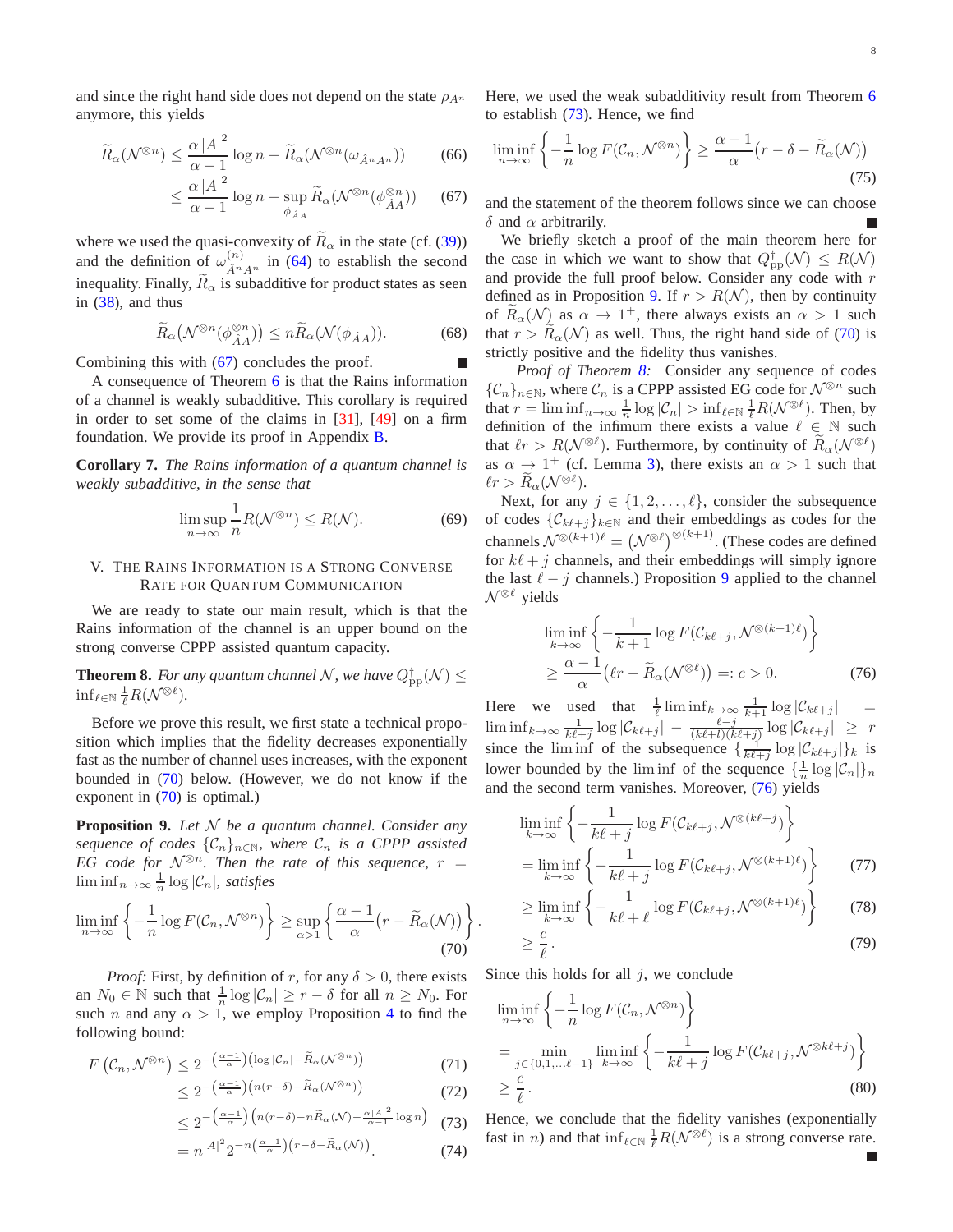and since the right hand side does not depend on the state $\rho_{A^n}$ anymore, this yields

$$\widetilde{R}_\alpha(\mathcal{N}^{\otimes n}) \leq \frac{\alpha |A|^2}{\alpha - 1} \log n + \widetilde{R}_\alpha(\mathcal{N}^{\otimes n}(\omega_{\hat{A}^n A^n})) \tag{66}$$

$$\leq \frac{\alpha |A|^2}{\alpha - 1} \log n + \sup_{\phi_{\hat{A}A}} \widetilde{R}_\alpha(\mathcal{N}^{\otimes n}(\phi_{\hat{A}A}^{\otimes n})) \tag{67}$$

where we used the quasi-convexity of $\widetilde{R}_\alpha$ in the state (cf. (39)) and the definition of $\omega^{(n)}_{\hat{A}^n A^n}$ in (64) to establish the second inequality. Finally, $\widetilde{R}_\alpha$ is subadditive for product states as seen in (38), and thus

$$\widetilde{R}_\alpha\big(\mathcal{N}^{\otimes n}(\phi_{\hat{A}A}^{\otimes n})\big) \leq n\widetilde{R}_\alpha(\mathcal{N}(\phi_{\hat{A}A})). \tag{68}$$

Combining this with (67) concludes the proof. ■

A consequence of Theorem 6 is that the Rains information of a channel is weakly subadditive. This corollary is required in order to set some of the claims in [31], [49] on a firm foundation. We provide its proof in Appendix B.

**Corollary 7.** *The Rains information of a quantum channel is weakly subadditive, in the sense that*

$$\limsup_{n\to\infty} \frac{1}{n} R(\mathcal{N}^{\otimes n}) \leq R(\mathcal{N}). \tag{69}$$

## V. The Rains Information is a Strong Converse Rate for Quantum Communication

We are ready to state our main result, which is that the Rains information of the channel is an upper bound on the strong converse CPPP assisted quantum capacity.

**Theorem 8.** *For any quantum channel $\mathcal{N}$, we have $Q^\dagger_{\mathrm{pp}}(\mathcal{N}) \leq \inf_{\ell\in\mathbb{N}} \frac{1}{\ell} R(\mathcal{N}^{\otimes \ell})$.*

Before we prove this result, we first state a technical proposition which implies that the fidelity decreases exponentially fast as the number of channel uses increases, with the exponent bounded in (70) below. (However, we do not know if the exponent in (70) is optimal.)

**Proposition 9.** *Let $\mathcal{N}$ be a quantum channel. Consider any sequence of codes $\{\mathcal{C}_n\}_{n\in\mathbb{N}}$, where $\mathcal{C}_n$ is a CPPP assisted EG code for $\mathcal{N}^{\otimes n}$. Then the rate of this sequence, $r = \liminf_{n\to\infty} \frac{1}{n} \log |\mathcal{C}_n|$, satisfies*

$$\liminf_{n\to\infty} \left\{ -\frac{1}{n} \log F(\mathcal{C}_n, \mathcal{N}^{\otimes n}) \right\} \geq \sup_{\alpha > 1} \left\{ \frac{\alpha - 1}{\alpha} \big(r - \widetilde{R}_\alpha(\mathcal{N})\big) \right\}. \tag{70}$$

*Proof:* First, by definition of $r$, for any $\delta > 0$, there exists an $N_0 \in \mathbb{N}$ such that $\frac{1}{n} \log |\mathcal{C}_n| \geq r - \delta$ for all $n \geq N_0$. For such $n$ and any $\alpha > 1$, we employ Proposition 4 to find the following bound:

$$F\left(\mathcal{C}_n, \mathcal{N}^{\otimes n}\right) \leq 2^{-\left(\frac{\alpha-1}{\alpha}\right)\left(\log |\mathcal{C}_n| - \widetilde{R}_\alpha(\mathcal{N}^{\otimes n})\right)} \tag{71}$$

$$\leq 2^{-\left(\frac{\alpha-1}{\alpha}\right)\left(n(r-\delta) - \widetilde{R}_\alpha(\mathcal{N}^{\otimes n})\right)} \tag{72}$$

$$\leq 2^{-\left(\frac{\alpha-1}{\alpha}\right)\left(n(r-\delta) - n\widetilde{R}_\alpha(\mathcal{N}) - \frac{\alpha |A|^2}{\alpha-1}\log n\right)} \tag{73}$$

$$= n^{|A|^2} 2^{-n\left(\frac{\alpha-1}{\alpha}\right)\left(r - \delta - \widetilde{R}_\alpha(\mathcal{N})\right)}. \tag{74}$$

Here, we used the weak subadditivity result from Theorem 6 to establish (73). Hence, we find

$$\liminf_{n\to\infty} \left\{ -\frac{1}{n} \log F(\mathcal{C}_n, \mathcal{N}^{\otimes n}) \right\} \geq \frac{\alpha - 1}{\alpha} \big(r - \delta - \widetilde{R}_\alpha(\mathcal{N})\big) \tag{75}$$

and the statement of the theorem follows since we can choose $\delta$ and $\alpha$ arbitrarily. ■

We briefly sketch a proof of the main theorem here for the case in which we want to show that $Q^\dagger_{\mathrm{pp}}(\mathcal{N}) \leq R(\mathcal{N})$ and provide the full proof below. Consider any code with $r$ defined as in Proposition 9. If $r > R(\mathcal{N})$, then by continuity of $\widetilde{R}_\alpha(\mathcal{N})$ as $\alpha \to 1^+$, there always exists an $\alpha > 1$ such that $r > \widetilde{R}_\alpha(\mathcal{N})$ as well. Thus, the right hand side of (70) is strictly positive and the fidelity thus vanishes.

*Proof of Theorem 8:* Consider any sequence of codes $\{\mathcal{C}_n\}_{n\in\mathbb{N}}$, where $\mathcal{C}_n$ is a CPPP assisted EG code for $\mathcal{N}^{\otimes n}$ such that $r = \liminf_{n\to\infty} \frac{1}{n} \log |\mathcal{C}_n| > \inf_{\ell\in\mathbb{N}} \frac{1}{\ell} R(\mathcal{N}^{\otimes \ell})$. Then, by definition of the infimum there exists a value $\ell \in \mathbb{N}$ such that $\ell r > R(\mathcal{N}^{\otimes \ell})$. Furthermore, by continuity of $\widetilde{R}_\alpha(\mathcal{N}^{\otimes \ell})$ as $\alpha \to 1^+$ (cf. Lemma 3), there exists an $\alpha > 1$ such that $\ell r > \widetilde{R}_\alpha(\mathcal{N}^{\otimes \ell})$.

Next, for any $j \in \{1, 2, \ldots, \ell\}$, consider the subsequence of codes $\{\mathcal{C}_{k\ell+j}\}_{k\in\mathbb{N}}$ and their embeddings as codes for the channels $\mathcal{N}^{\otimes(k+1)\ell} = \big(\mathcal{N}^{\otimes \ell}\big)^{\otimes(k+1)}$. (These codes are defined for $k\ell + j$ channels, and their embeddings will simply ignore the last $\ell - j$ channels.) Proposition 9 applied to the channel $\mathcal{N}^{\otimes \ell}$ yields

$$\liminf_{k\to\infty} \left\{ -\frac{1}{k+1} \log F(\mathcal{C}_{k\ell+j}, \mathcal{N}^{\otimes(k+1)\ell}) \right\}$$
$$\geq \frac{\alpha - 1}{\alpha} \big(\ell r - \widetilde{R}_\alpha(\mathcal{N}^{\otimes \ell})\big) =: c > 0. \tag{76}$$

Here we used that $\frac{1}{\ell} \liminf_{k\to\infty} \frac{1}{k+1} \log |\mathcal{C}_{k\ell+j}| = \liminf_{k\to\infty} \frac{1}{k\ell+j} \log |\mathcal{C}_{k\ell+j}| - \frac{\ell-j}{(k\ell+l)(k\ell+j)} \log |\mathcal{C}_{k\ell+j}| \geq r$ since the $\liminf$ of the subsequence $\{\frac{1}{k\ell+j} \log |\mathcal{C}_{k\ell+j}|\}_k$ is lower bounded by the $\liminf$ of the sequence $\{\frac{1}{n} \log |\mathcal{C}_n|\}_n$ and the second term vanishes. Moreover, (76) yields

$$\liminf_{k\to\infty} \left\{ -\frac{1}{k\ell+j} \log F(\mathcal{C}_{k\ell+j}, \mathcal{N}^{\otimes(k\ell+j)}) \right\}$$
$$= \liminf_{k\to\infty} \left\{ -\frac{1}{k\ell+j} \log F(\mathcal{C}_{k\ell+j}, \mathcal{N}^{\otimes(k+1)\ell}) \right\} \tag{77}$$
$$\geq \liminf_{k\to\infty} \left\{ -\frac{1}{k\ell+\ell} \log F(\mathcal{C}_{k\ell+j}, \mathcal{N}^{\otimes(k+1)\ell}) \right\} \tag{78}$$
$$\geq \frac{c}{\ell}. \tag{79}$$

Since this holds for all $j$, we conclude

$$\liminf_{n\to\infty} \left\{ -\frac{1}{n} \log F(\mathcal{C}_n, \mathcal{N}^{\otimes n}) \right\}$$
$$= \min_{j\in\{0,1,\ldots \ell-1\}} \liminf_{k\to\infty} \left\{ -\frac{1}{k\ell+j} \log F(\mathcal{C}_{k\ell+j}, \mathcal{N}^{\otimes k\ell+j}) \right\}$$
$$\geq \frac{c}{\ell}. \tag{80}$$

Hence, we conclude that the fidelity vanishes (exponentially fast in $n$) and that $\inf_{\ell\in\mathbb{N}} \frac{1}{\ell} R(\mathcal{N}^{\otimes \ell})$ is a strong converse rate. ■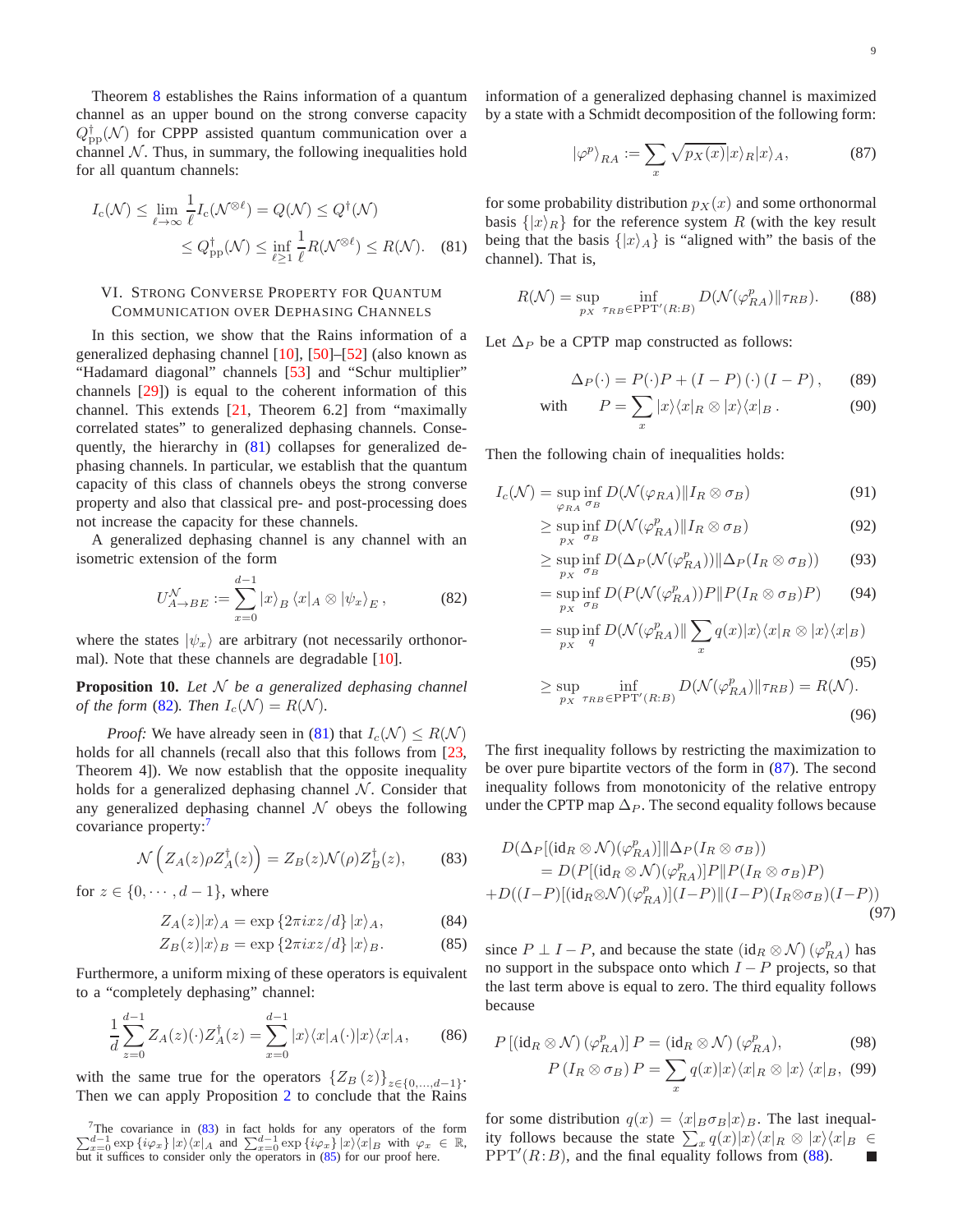Theorem 8 establishes the Rains information of a quantum channel as an upper bound on the strong converse capacity $Q^{\dagger}_{\text{pp}}(\mathcal{N})$ for CPPP assisted quantum communication over a channel $\mathcal{N}$. Thus, in summary, the following inequalities hold for all quantum channels:

$$
\begin{aligned}
I_c(\mathcal{N}) &\leq \lim_{\ell\to\infty} \frac{1}{\ell} I_c(\mathcal{N}^{\otimes \ell}) = Q(\mathcal{N}) \leq Q^{\dagger}(\mathcal{N}) \\
&\leq Q^{\dagger}_{\text{pp}}(\mathcal{N}) \leq \inf_{\ell \geq 1} \frac{1}{\ell} R(\mathcal{N}^{\otimes \ell}) \leq R(\mathcal{N}). \quad (81)
\end{aligned}
$$

## VI. Strong Converse Property for Quantum Communication over Dephasing Channels

In this section, we show that the Rains information of a generalized dephasing channel [10], [50]–[52] (also known as "Hadamard diagonal" channels [53] and "Schur multiplier" channels [29]) is equal to the coherent information of this channel. This extends [21, Theorem 6.2] from "maximally correlated states" to generalized dephasing channels. Consequently, the hierarchy in (81) collapses for generalized dephasing channels. In particular, we establish that the quantum capacity of this class of channels obeys the strong converse property and also that classical pre- and post-processing does not increase the capacity for these channels.

A generalized dephasing channel is any channel with an isometric extension of the form

$$
U^{\mathcal{N}}_{A\to BE} := \sum_{x=0}^{d-1} |x\rangle_B \langle x|_A \otimes |\psi_x\rangle_E , \quad (82)
$$

where the states $|\psi_x\rangle$ are arbitrary (not necessarily orthonormal). Note that these channels are degradable [10].

**Proposition 10.** *Let $\mathcal{N}$ be a generalized dephasing channel of the form (82). Then $I_c(\mathcal{N}) = R(\mathcal{N})$.*

*Proof:* We have already seen in (81) that $I_c(\mathcal{N}) \leq R(\mathcal{N})$ holds for all channels (recall also that this follows from [23, Theorem 4]). We now establish that the opposite inequality holds for a generalized dephasing channel $\mathcal{N}$. Consider that any generalized dephasing channel $\mathcal{N}$ obeys the following covariance property:[7]

$$
\mathcal{N}\left(Z_A(z)\rho Z_A^{\dagger}(z)\right) = Z_B(z)\mathcal{N}(\rho)Z_B^{\dagger}(z), \quad (83)
$$

for $z \in \{0, \cdots, d-1\}$, where

$$
Z_A(z)|x\rangle_A = \exp\{2\pi i x z/d\} |x\rangle_A, \quad (84)
$$
$$
Z_B(z)|x\rangle_B = \exp\{2\pi i x z/d\} |x\rangle_B. \quad (85)
$$

Furthermore, a uniform mixing of these operators is equivalent to a "completely dephasing" channel:

$$
\frac{1}{d}\sum_{z=0}^{d-1} Z_A(z)(\cdot)Z_A^{\dagger}(z) = \sum_{x=0}^{d-1} |x\rangle\langle x|_A(\cdot)|x\rangle\langle x|_A, \quad (86)
$$

with the same true for the operators $\{Z_B(z)\}_{z\in\{0,\ldots,d-1\}}$. Then we can apply Proposition 2 to conclude that the Rains information of a generalized dephasing channel is maximized by a state with a Schmidt decomposition of the following form:

$$
|\varphi^p\rangle_{RA} := \sum_x \sqrt{p_X(x)} |x\rangle_R |x\rangle_A, \quad (87)
$$

for some probability distribution $p_X(x)$ and some orthonormal basis $\{|x\rangle_R\}$ for the reference system $R$ (with the key result being that the basis $\{|x\rangle_A\}$ is "aligned with" the basis of the channel). That is,

$$
R(\mathcal{N}) = \sup_{p_X} \inf_{\tau_{RB}\in \text{PPT}'(R:B)} D(\mathcal{N}(\varphi^p_{RA})\|\tau_{RB}). \quad (88)
$$

Let $\Delta_P$ be a CPTP map constructed as follows:

$$
\Delta_P(\cdot) = P(\cdot)P + (I-P)\,(\cdot)\,(I-P)\,, \quad (89)
$$
$$
\text{with} \qquad P = \sum_x |x\rangle\langle x|_R \otimes |x\rangle\langle x|_B\,. \quad (90)
$$

Then the following chain of inequalities holds:

$$
\begin{aligned}
I_c(\mathcal{N}) &= \sup_{\varphi_{RA}} \inf_{\sigma_B} D(\mathcal{N}(\varphi_{RA})\|I_R \otimes \sigma_B) && (91)\\
&\geq \sup_{p_X} \inf_{\sigma_B} D(\mathcal{N}(\varphi^p_{RA})\|I_R \otimes \sigma_B) && (92)\\
&\geq \sup_{p_X} \inf_{\sigma_B} D(\Delta_P(\mathcal{N}(\varphi^p_{RA}))\|\Delta_P(I_R \otimes \sigma_B)) && (93)\\
&= \sup_{p_X} \inf_{\sigma_B} D(P(\mathcal{N}(\varphi^p_{RA}))P\|P(I_R \otimes \sigma_B)P) && (94)\\
&= \sup_{p_X} \inf_{q} D(\mathcal{N}(\varphi^p_{RA})\|\sum_x q(x)|x\rangle\langle x|_R \otimes |x\rangle\langle x|_B) && (95)\\
&\geq \sup_{p_X} \inf_{\tau_{RB}\in\text{PPT}'(R:B)} D(\mathcal{N}(\varphi^p_{RA})\|\tau_{RB}) = R(\mathcal{N}). && (96)
\end{aligned}
$$

The first inequality follows by restricting the maximization to be over pure bipartite vectors of the form in (87). The second inequality follows from monotonicity of the relative entropy under the CPTP map $\Delta_P$. The second equality follows because

$$
\begin{aligned}
&D(\Delta_P[(\text{id}_R\otimes\mathcal{N})(\varphi^p_{RA})]\|\Delta_P(I_R\otimes\sigma_B)) \\
&\quad= D(P[(\text{id}_R\otimes\mathcal{N})(\varphi^p_{RA})]P\|P(I_R\otimes\sigma_B)P) \\
&+D((I-P)[(\text{id}_R\otimes\mathcal{N})(\varphi^p_{RA})](I-P)\|(I-P)(I_R\otimes\sigma_B)(I-P))
\end{aligned} \quad (97)
$$

since $P \perp I-P$, and because the state $(\text{id}_R \otimes \mathcal{N})\,(\varphi^p_{RA})$ has no support in the subspace onto which $I-P$ projects, so that the last term above is equal to zero. The third equality follows because

$$
P\left[(\text{id}_R\otimes\mathcal{N})\,(\varphi^p_{RA})\right]P = (\text{id}_R\otimes\mathcal{N})\,(\varphi^p_{RA}), \quad (98)
$$
$$
P\,(I_R\otimes\sigma_B)\,P = \sum_x q(x)|x\rangle\langle x|_R \otimes |x\rangle\,\langle x|_B, \quad (99)
$$

for some distribution $q(x) = \langle x|_B\sigma_B|x\rangle_B$. The last inequality follows because the state $\sum_x q(x)|x\rangle\langle x|_R \otimes |x\rangle\langle x|_B \in \text{PPT}'(R:B)$, and the final equality follows from (88). ∎

[7] The covariance in (83) in fact holds for any operators of the form $\sum_{x=0}^{d-1}\exp\{i\varphi_x\}|x\rangle\langle x|_A$ and $\sum_{x=0}^{d-1}\exp\{i\varphi_x\}|x\rangle\langle x|_B$ with $\varphi_x \in \mathbb{R}$, but it suffices to consider only the operators in (85) for our proof here.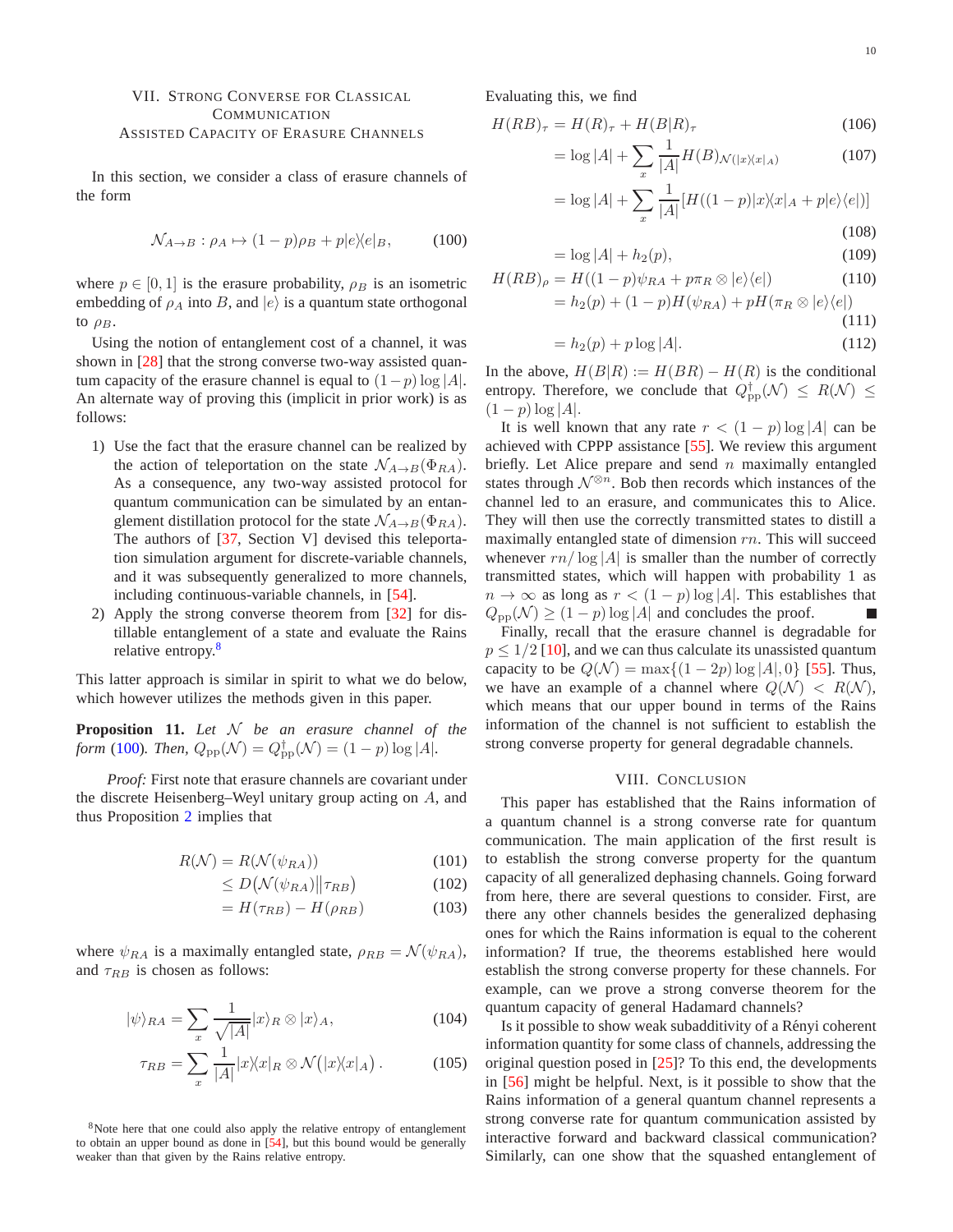## VII. Strong Converse for Classical Communication Assisted Capacity of Erasure Channels

In this section, we consider a class of erasure channels of the form

$$\mathcal{N}_{A\to B} : \rho_A \mapsto (1-p)\rho_B + p|e\rangle\langle e|_B, \tag{100}$$

where $p \in [0,1]$ is the erasure probability, $\rho_B$ is an isometric embedding of $\rho_A$ into $B$, and $|e\rangle$ is a quantum state orthogonal to $\rho_B$.

Using the notion of entanglement cost of a channel, it was shown in [28] that the strong converse two-way assisted quantum capacity of the erasure channel is equal to $(1-p)\log|A|$. An alternate way of proving this (implicit in prior work) is as follows:

1) Use the fact that the erasure channel can be realized by the action of teleportation on the state $\mathcal{N}_{A\to B}(\Phi_{RA})$. As a consequence, any two-way assisted protocol for quantum communication can be simulated by an entanglement distillation protocol for the state $\mathcal{N}_{A\to B}(\Phi_{RA})$. The authors of [37, Section V] devised this teleportation simulation argument for discrete-variable channels, and it was subsequently generalized to more channels, including continuous-variable channels, in [54].
2) Apply the strong converse theorem from [32] for distillable entanglement of a state and evaluate the Rains relative entropy.[8]

This latter approach is similar in spirit to what we do below, which however utilizes the methods given in this paper.

**Proposition 11.** *Let $\mathcal{N}$ be an erasure channel of the form* (100)*. Then,* $Q_{\rm pp}(\mathcal{N}) = Q^{\dagger}_{\rm pp}(\mathcal{N}) = (1-p)\log|A|$.

*Proof:* First note that erasure channels are covariant under the discrete Heisenberg–Weyl unitary group acting on $A$, and thus Proposition 2 implies that

$$\begin{aligned}
R(\mathcal{N}) &= R(\mathcal{N}(\psi_{RA})) && (101)\\
&\le D\big(\mathcal{N}(\psi_{RA})\big\|\tau_{RB}\big) && (102)\\
&= H(\tau_{RB}) - H(\rho_{RB}) && (103)
\end{aligned}$$

where $\psi_{RA}$ is a maximally entangled state, $\rho_{RB} = \mathcal{N}(\psi_{RA})$, and $\tau_{RB}$ is chosen as follows:

$$|\psi\rangle_{RA} = \sum_x \frac{1}{\sqrt{|A|}}|x\rangle_R \otimes |x\rangle_A, \tag{104}$$

$$\tau_{RB} = \sum_x \frac{1}{|A|}|x\rangle\langle x|_R \otimes \mathcal{N}\big(|x\rangle\langle x|_A\big). \tag{105}$$

Evaluating this, we find

$$\begin{aligned}
H(RB)_\tau &= H(R)_\tau + H(B|R)_\tau && (106)\\
&= \log|A| + \sum_x \frac{1}{|A|} H(B)_{\mathcal{N}(|x\rangle\langle x|_A)} && (107)\\
&= \log|A| + \sum_x \frac{1}{|A|}[H((1-p)|x\rangle\langle x|_A + p|e\rangle\langle e|)] && (108)\\
&= \log|A| + h_2(p), && (109)\\
H(RB)_\rho &= H((1-p)\psi_{RA} + p\pi_R \otimes |e\rangle\langle e|) && (110)\\
&= h_2(p) + (1-p)H(\psi_{RA}) + pH(\pi_R \otimes |e\rangle\langle e|) && (111)\\
&= h_2(p) + p\log|A|. && (112)
\end{aligned}$$

In the above, $H(B|R) := H(BR) - H(R)$ is the conditional entropy. Therefore, we conclude that $Q^{\dagger}_{\rm pp}(\mathcal{N}) \le R(\mathcal{N}) \le (1-p)\log|A|$.

It is well known that any rate $r < (1-p)\log|A|$ can be achieved with CPPP assistance [55]. We review this argument briefly. Let Alice prepare and send $n$ maximally entangled states through $\mathcal{N}^{\otimes n}$. Bob then records which instances of the channel led to an erasure, and communicates this to Alice. They will then use the correctly transmitted states to distill a maximally entangled state of dimension $rn$. This will succeed whenever $rn/\log|A|$ is smaller than the number of correctly transmitted states, which will happen with probability 1 as $n \to \infty$ as long as $r < (1-p)\log|A|$. This establishes that $Q_{\rm pp}(\mathcal{N}) \ge (1-p)\log|A|$ and concludes the proof. ■

Finally, recall that the erasure channel is degradable for $p \le 1/2$ [10], and we can thus calculate its unassisted quantum capacity to be $Q(\mathcal{N}) = \max\{(1-2p)\log|A|, 0\}$ [55]. Thus, we have an example of a channel where $Q(\mathcal{N}) < R(\mathcal{N})$, which means that our upper bound in terms of the Rains information of the channel is not sufficient to establish the strong converse property for general degradable channels.

## VIII. Conclusion

This paper has established that the Rains information of a quantum channel is a strong converse rate for quantum communication. The main application of the first result is to establish the strong converse property for the quantum capacity of all generalized dephasing channels. Going forward from here, there are several questions to consider. First, are there any other channels besides the generalized dephasing ones for which the Rains information is equal to the coherent information? If true, the theorems established here would establish the strong converse property for these channels. For example, can we prove a strong converse theorem for the quantum capacity of general Hadamard channels?

Is it possible to show weak subadditivity of a Rényi coherent information quantity for some class of channels, addressing the original question posed in [25]? To this end, the developments in [56] might be helpful. Next, is it possible to show that the Rains information of a general quantum channel represents a strong converse rate for quantum communication assisted by interactive forward and backward classical communication? Similarly, can one show that the squashed entanglement of

[8]Note here that one could also apply the relative entropy of entanglement to obtain an upper bound as done in [54], but this bound would be generally weaker than that given by the Rains relative entropy.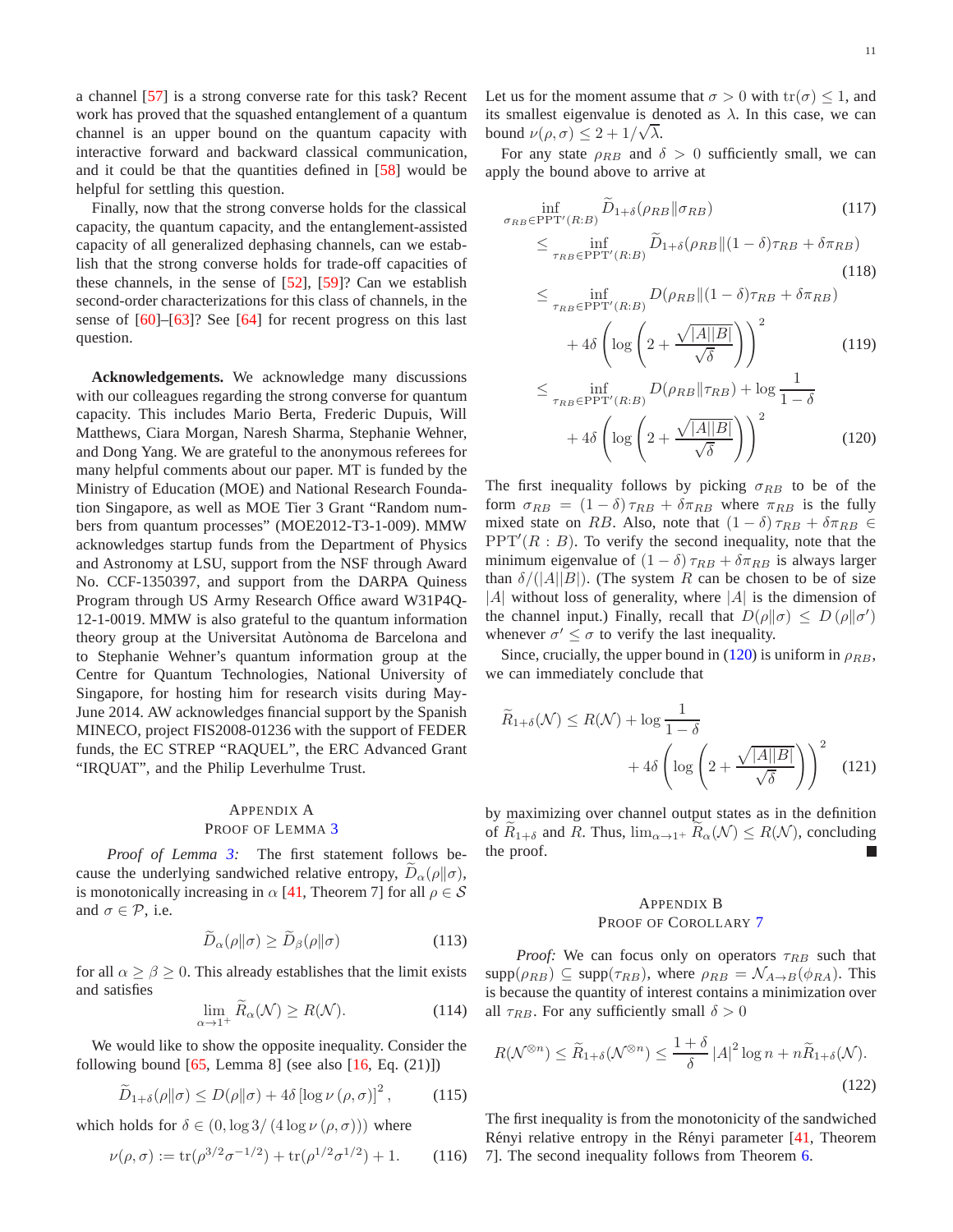a channel [57] is a strong converse rate for this task? Recent work has proved that the squashed entanglement of a quantum channel is an upper bound on the quantum capacity with interactive forward and backward classical communication, and it could be that the quantities defined in [58] would be helpful for settling this question.

Finally, now that the strong converse holds for the classical capacity, the quantum capacity, and the entanglement-assisted capacity of all generalized dephasing channels, can we establish that the strong converse holds for trade-off capacities of these channels, in the sense of [52], [59]? Can we establish second-order characterizations for this class of channels, in the sense of [60]–[63]? See [64] for recent progress on this last question.

**Acknowledgements.** We acknowledge many discussions with our colleagues regarding the strong converse for quantum capacity. This includes Mario Berta, Frederic Dupuis, Will Matthews, Ciara Morgan, Naresh Sharma, Stephanie Wehner, and Dong Yang. We are grateful to the anonymous referees for many helpful comments about our paper. MT is funded by the Ministry of Education (MOE) and National Research Foundation Singapore, as well as MOE Tier 3 Grant "Random numbers from quantum processes" (MOE2012-T3-1-009). MMW acknowledges startup funds from the Department of Physics and Astronomy at LSU, support from the NSF through Award No. CCF-1350397, and support from the DARPA Quiness Program through US Army Research Office award W31P4Q-12-1-0019. MMW is also grateful to the quantum information theory group at the Universitat Autònoma de Barcelona and to Stephanie Wehner's quantum information group at the Centre for Quantum Technologies, National University of Singapore, for hosting him for research visits during May-June 2014. AW acknowledges financial support by the Spanish MINECO, project FIS2008-01236 with the support of FEDER funds, the EC STREP "RAQUEL", the ERC Advanced Grant "IRQUAT", and the Philip Leverhulme Trust.

## Appendix A
## Proof of Lemma 3

*Proof of Lemma 3:* The first statement follows because the underlying sandwiched relative entropy, $\widetilde{D}_\alpha(\rho\|\sigma)$, is monotonically increasing in $\alpha$ [41, Theorem 7] for all $\rho \in \mathcal{S}$ and $\sigma \in \mathcal{P}$, i.e.

$$\widetilde{D}_\alpha(\rho\|\sigma) \geq \widetilde{D}_\beta(\rho\|\sigma) \tag{113}$$

for all $\alpha \geq \beta \geq 0$. This already establishes that the limit exists and satisfies

$$\lim_{\alpha\to1^+} \widetilde{R}_\alpha(\mathcal{N}) \geq R(\mathcal{N}). \tag{114}$$

We would like to show the opposite inequality. Consider the following bound [65, Lemma 8] (see also [16, Eq. (21)])

$$\widetilde{D}_{1+\delta}(\rho\|\sigma) \leq D(\rho\|\sigma) + 4\delta \left[\log \nu\left(\rho,\sigma\right)\right]^2, \tag{115}$$

which holds for $\delta \in (0, \log 3/\left(4\log\nu\left(\rho,\sigma\right)\right))$ where

$$\nu(\rho,\sigma) := \operatorname{tr}(\rho^{3/2}\sigma^{-1/2}) + \operatorname{tr}(\rho^{1/2}\sigma^{1/2}) + 1. \tag{116}$$

Let us for the moment assume that $\sigma > 0$ with $\operatorname{tr}(\sigma) \leq 1$, and its smallest eigenvalue is denoted as $\lambda$. In this case, we can bound $\nu(\rho,\sigma) \leq 2 + 1/\sqrt{\lambda}$.

For any state $\rho_{RB}$ and $\delta > 0$ sufficiently small, we can apply the bound above to arrive at

$$\inf_{\sigma_{RB}\in\mathrm{PPT}'(R:B)} \widetilde{D}_{1+\delta}(\rho_{RB}\|\sigma_{RB}) \tag{117}$$

$$\leq \inf_{\tau_{RB}\in\mathrm{PPT}'(R:B)} \widetilde{D}_{1+\delta}(\rho_{RB}\|(1-\delta)\tau_{RB} + \delta\pi_{RB}) \tag{118}$$

$$\leq \inf_{\tau_{RB}\in\mathrm{PPT}'(R:B)} D(\rho_{RB}\|(1-\delta)\tau_{RB} + \delta\pi_{RB}) + 4\delta\left(\log\left(2 + \frac{\sqrt{|A||B|}}{\sqrt{\delta}}\right)\right)^2 \tag{119}$$

$$\leq \inf_{\tau_{RB}\in\mathrm{PPT}'(R:B)} D(\rho_{RB}\|\tau_{RB}) + \log\frac{1}{1-\delta} + 4\delta\left(\log\left(2 + \frac{\sqrt{|A||B|}}{\sqrt{\delta}}\right)\right)^2 \tag{120}$$

The first inequality follows by picking $\sigma_{RB}$ to be of the form $\sigma_{RB} = (1-\delta)\tau_{RB} + \delta\pi_{RB}$ where $\pi_{RB}$ is the fully mixed state on $RB$. Also, note that $(1-\delta)\tau_{RB} + \delta\pi_{RB} \in \mathrm{PPT}'(R:B)$. To verify the second inequality, note that the minimum eigenvalue of $(1-\delta)\tau_{RB} + \delta\pi_{RB}$ is always larger than $\delta/(|A||B|)$. (The system $R$ can be chosen to be of size $|A|$ without loss of generality, where $|A|$ is the dimension of the channel input.) Finally, recall that $D(\rho\|\sigma) \leq D\left(\rho\|\sigma'\right)$ whenever $\sigma' \leq \sigma$ to verify the last inequality.

Since, crucially, the upper bound in (120) is uniform in $\rho_{RB}$, we can immediately conclude that

$$\widetilde{R}_{1+\delta}(\mathcal{N}) \leq R(\mathcal{N}) + \log\frac{1}{1-\delta} + 4\delta\left(\log\left(2 + \frac{\sqrt{|A||B|}}{\sqrt{\delta}}\right)\right)^2 \tag{121}$$

by maximizing over channel output states as in the definition of $\widetilde{R}_{1+\delta}$ and $R$. Thus, $\lim_{\alpha\to1^+}\widetilde{R}_\alpha(\mathcal{N}) \leq R(\mathcal{N})$, concluding the proof. ■

## Appendix B
## Proof of Corollary 7

*Proof:* We can focus only on operators $\tau_{RB}$ such that $\operatorname{supp}(\rho_{RB}) \subseteq \operatorname{supp}(\tau_{RB})$, where $\rho_{RB} = \mathcal{N}_{A\to B}(\phi_{RA})$. This is because the quantity of interest contains a minimization over all $\tau_{RB}$. For any sufficiently small $\delta > 0$

$$R(\mathcal{N}^{\otimes n}) \leq \widetilde{R}_{1+\delta}(\mathcal{N}^{\otimes n}) \leq \frac{1+\delta}{\delta}|A|^2\log n + n\widetilde{R}_{1+\delta}(\mathcal{N}). \tag{122}$$

The first inequality is from the monotonicity of the sandwiched Rényi relative entropy in the Rényi parameter [41, Theorem 7]. The second inequality follows from Theorem 6.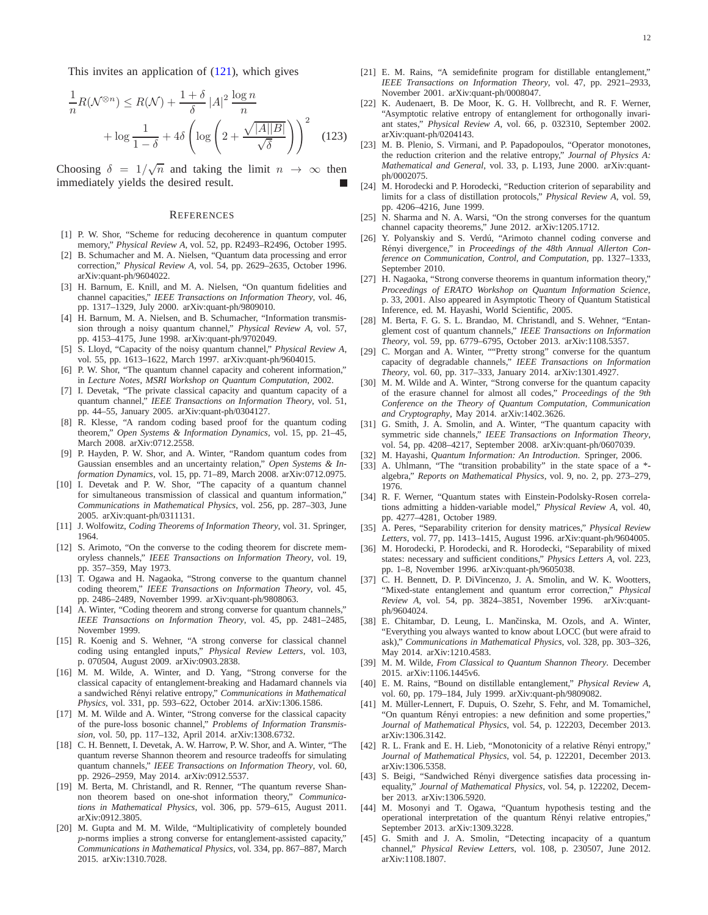This invites an application of (121), which gives

$$\frac{1}{n}R(\mathcal{N}^{\otimes n}) \leq R(\mathcal{N}) + \frac{1+\delta}{\delta}|A|^2 \frac{\log n}{n} + \log\frac{1}{1-\delta} + 4\delta\left(\log\left(2+\frac{\sqrt{|A||B|}}{\sqrt{\delta}}\right)\right)^2 \quad (123)$$

Choosing $\delta = 1/\sqrt{n}$ and taking the limit $n \to \infty$ then immediately yields the desired result. ■

## References

[1] P. W. Shor, "Scheme for reducing decoherence in quantum computer memory," *Physical Review A*, vol. 52, pp. R2493–R2496, October 1995.

[2] B. Schumacher and M. A. Nielsen, "Quantum data processing and error correction," *Physical Review A*, vol. 54, pp. 2629–2635, October 1996. arXiv:quant-ph/9604022.

[3] H. Barnum, E. Knill, and M. A. Nielsen, "On quantum fidelities and channel capacities," *IEEE Transactions on Information Theory*, vol. 46, pp. 1317–1329, July 2000. arXiv:quant-ph/9809010.

[4] H. Barnum, M. A. Nielsen, and B. Schumacher, "Information transmission through a noisy quantum channel," *Physical Review A*, vol. 57, pp. 4153–4175, June 1998. arXiv:quant-ph/9702049.

[5] S. Lloyd, "Capacity of the noisy quantum channel," *Physical Review A*, vol. 55, pp. 1613–1622, March 1997. arXiv:quant-ph/9604015.

[6] P. W. Shor, "The quantum channel capacity and coherent information," in *Lecture Notes, MSRI Workshop on Quantum Computation*, 2002.

[7] I. Devetak, "The private classical capacity and quantum capacity of a quantum channel," *IEEE Transactions on Information Theory*, vol. 51, pp. 44–55, January 2005. arXiv:quant-ph/0304127.

[8] R. Klesse, "A random coding based proof for the quantum coding theorem," *Open Systems & Information Dynamics*, vol. 15, pp. 21–45, March 2008. arXiv:0712.2558.

[9] P. Hayden, P. W. Shor, and A. Winter, "Random quantum codes from Gaussian ensembles and an uncertainty relation," *Open Systems & Information Dynamics*, vol. 15, pp. 71–89, March 2008. arXiv:0712.0975.

[10] I. Devetak and P. W. Shor, "The capacity of a quantum channel for simultaneous transmission of classical and quantum information," *Communications in Mathematical Physics*, vol. 256, pp. 287–303, June 2005. arXiv:quant-ph/0311131.

[11] J. Wolfowitz, *Coding Theorems of Information Theory*, vol. 31. Springer, 1964.

[12] S. Arimoto, "On the converse to the coding theorem for discrete memoryless channels," *IEEE Transactions on Information Theory*, vol. 19, pp. 357–359, May 1973.

[13] T. Ogawa and H. Nagaoka, "Strong converse to the quantum channel coding theorem," *IEEE Transactions on Information Theory*, vol. 45, pp. 2486–2489, November 1999. arXiv:quant-ph/9808063.

[14] A. Winter, "Coding theorem and strong converse for quantum channels," *IEEE Transactions on Information Theory*, vol. 45, pp. 2481–2485, November 1999.

[15] R. Koenig and S. Wehner, "A strong converse for classical channel coding using entangled inputs," *Physical Review Letters*, vol. 103, p. 070504, August 2009. arXiv:0903.2838.

[16] M. M. Wilde, A. Winter, and D. Yang, "Strong converse for the classical capacity of entanglement-breaking and Hadamard channels via a sandwiched Rényi relative entropy," *Communications in Mathematical Physics*, vol. 331, pp. 593–622, October 2014. arXiv:1306.1586.

[17] M. M. Wilde and A. Winter, "Strong converse for the classical capacity of the pure-loss bosonic channel," *Problems of Information Transmission*, vol. 50, pp. 117–132, April 2014. arXiv:1308.6732.

[18] C. H. Bennett, I. Devetak, A. W. Harrow, P. W. Shor, and A. Winter, "The quantum reverse Shannon theorem and resource tradeoffs for simulating quantum channels," *IEEE Transactions on Information Theory*, vol. 60, pp. 2926–2959, May 2014. arXiv:0912.5537.

[19] M. Berta, M. Christandl, and R. Renner, "The quantum reverse Shannon theorem based on one-shot information theory," *Communications in Mathematical Physics*, vol. 306, pp. 579–615, August 2011. arXiv:0912.3805.

[20] M. Gupta and M. M. Wilde, "Multiplicativity of completely bounded $p$-norms implies a strong converse for entanglement-assisted capacity," *Communications in Mathematical Physics*, vol. 334, pp. 867–887, March 2015. arXiv:1310.7028.

[21] E. M. Rains, "A semidefinite program for distillable entanglement," *IEEE Transactions on Information Theory*, vol. 47, pp. 2921–2933, November 2001. arXiv:quant-ph/0008047.

[22] K. Audenaert, B. De Moor, K. G. H. Vollbrecht, and R. F. Werner, "Asymptotic relative entropy of entanglement for orthogonally invariant states," *Physical Review A*, vol. 66, p. 032310, September 2002. arXiv:quant-ph/0204143.

[23] M. B. Plenio, S. Virmani, and P. Papadopoulos, "Operator monotones, the reduction criterion and the relative entropy," *Journal of Physics A: Mathematical and General*, vol. 33, p. L193, June 2000. arXiv:quant-ph/0002075.

[24] M. Horodecki and P. Horodecki, "Reduction criterion of separability and limits for a class of distillation protocols," *Physical Review A*, vol. 59, pp. 4206–4216, June 1999.

[25] N. Sharma and N. A. Warsi, "On the strong converses for the quantum channel capacity theorems," June 2012. arXiv:1205.1712.

[26] Y. Polyanskiy and S. Verdú, "Arimoto channel coding converse and Rényi divergence," in *Proceedings of the 48th Annual Allerton Conference on Communication, Control, and Computation*, pp. 1327–1333, September 2010.

[27] H. Nagaoka, "Strong converse theorems in quantum information theory," *Proceedings of ERATO Workshop on Quantum Information Science*, p. 33, 2001. Also appeared in Asymptotic Theory of Quantum Statistical Inference, ed. M. Hayashi, World Scientific, 2005.

[28] M. Berta, F. G. S. L. Brandao, M. Christandl, and S. Wehner, "Entanglement cost of quantum channels," *IEEE Transactions on Information Theory*, vol. 59, pp. 6779–6795, October 2013. arXiv:1108.5357.

[29] C. Morgan and A. Winter, ""Pretty strong" converse for the quantum capacity of degradable channels," *IEEE Transactions on Information Theory*, vol. 60, pp. 317–333, January 2014. arXiv:1301.4927.

[30] M. M. Wilde and A. Winter, "Strong converse for the quantum capacity of the erasure channel for almost all codes," *Proceedings of the 9th Conference on the Theory of Quantum Computation, Communication and Cryptography*, May 2014. arXiv:1402.3626.

[31] G. Smith, J. A. Smolin, and A. Winter, "The quantum capacity with symmetric side channels," *IEEE Transactions on Information Theory*, vol. 54, pp. 4208–4217, September 2008. arXiv:quant-ph/0607039.

[32] M. Hayashi, *Quantum Information: An Introduction*. Springer, 2006.

[33] A. Uhlmann, "The "transition probability" in the state space of a *-algebra," *Reports on Mathematical Physics*, vol. 9, no. 2, pp. 273–279, 1976.

[34] R. F. Werner, "Quantum states with Einstein-Podolsky-Rosen correlations admitting a hidden-variable model," *Physical Review A*, vol. 40, pp. 4277–4281, October 1989.

[35] A. Peres, "Separability criterion for density matrices," *Physical Review Letters*, vol. 77, pp. 1413–1415, August 1996. arXiv:quant-ph/9604005.

[36] M. Horodecki, P. Horodecki, and R. Horodecki, "Separability of mixed states: necessary and sufficient conditions," *Physics Letters A*, vol. 223, pp. 1–8, November 1996. arXiv:quant-ph/9605038.

[37] C. H. Bennett, D. P. DiVincenzo, J. A. Smolin, and W. K. Wootters, "Mixed-state entanglement and quantum error correction," *Physical Review A*, vol. 54, pp. 3824–3851, November 1996. arXiv:quant-ph/9604024.

[38] E. Chitambar, D. Leung, L. Mančinska, M. Ozols, and A. Winter, "Everything you always wanted to know about LOCC (but were afraid to ask)," *Communications in Mathematical Physics*, vol. 328, pp. 303–326, May 2014. arXiv:1210.4583.

[39] M. M. Wilde, *From Classical to Quantum Shannon Theory*. December 2015. arXiv:1106.1445v6.

[40] E. M. Rains, "Bound on distillable entanglement," *Physical Review A*, vol. 60, pp. 179–184, July 1999. arXiv:quant-ph/9809082.

[41] M. Müller-Lennert, F. Dupuis, O. Szehr, S. Fehr, and M. Tomamichel, "On quantum Rényi entropies: a new definition and some properties," *Journal of Mathematical Physics*, vol. 54, p. 122203, December 2013. arXiv:1306.3142.

[42] R. L. Frank and E. H. Lieb, "Monotonicity of a relative Rényi entropy," *Journal of Mathematical Physics*, vol. 54, p. 122201, December 2013. arXiv:1306.5358.

[43] S. Beigi, "Sandwiched Rényi divergence satisfies data processing inequality," *Journal of Mathematical Physics*, vol. 54, p. 122202, December 2013. arXiv:1306.5920.

[44] M. Mosonyi and T. Ogawa, "Quantum hypothesis testing and the operational interpretation of the quantum Rényi relative entropies," September 2013. arXiv:1309.3228.

[45] G. Smith and J. A. Smolin, "Detecting incapacity of a quantum channel," *Physical Review Letters*, vol. 108, p. 230507, June 2012. arXiv:1108.1807.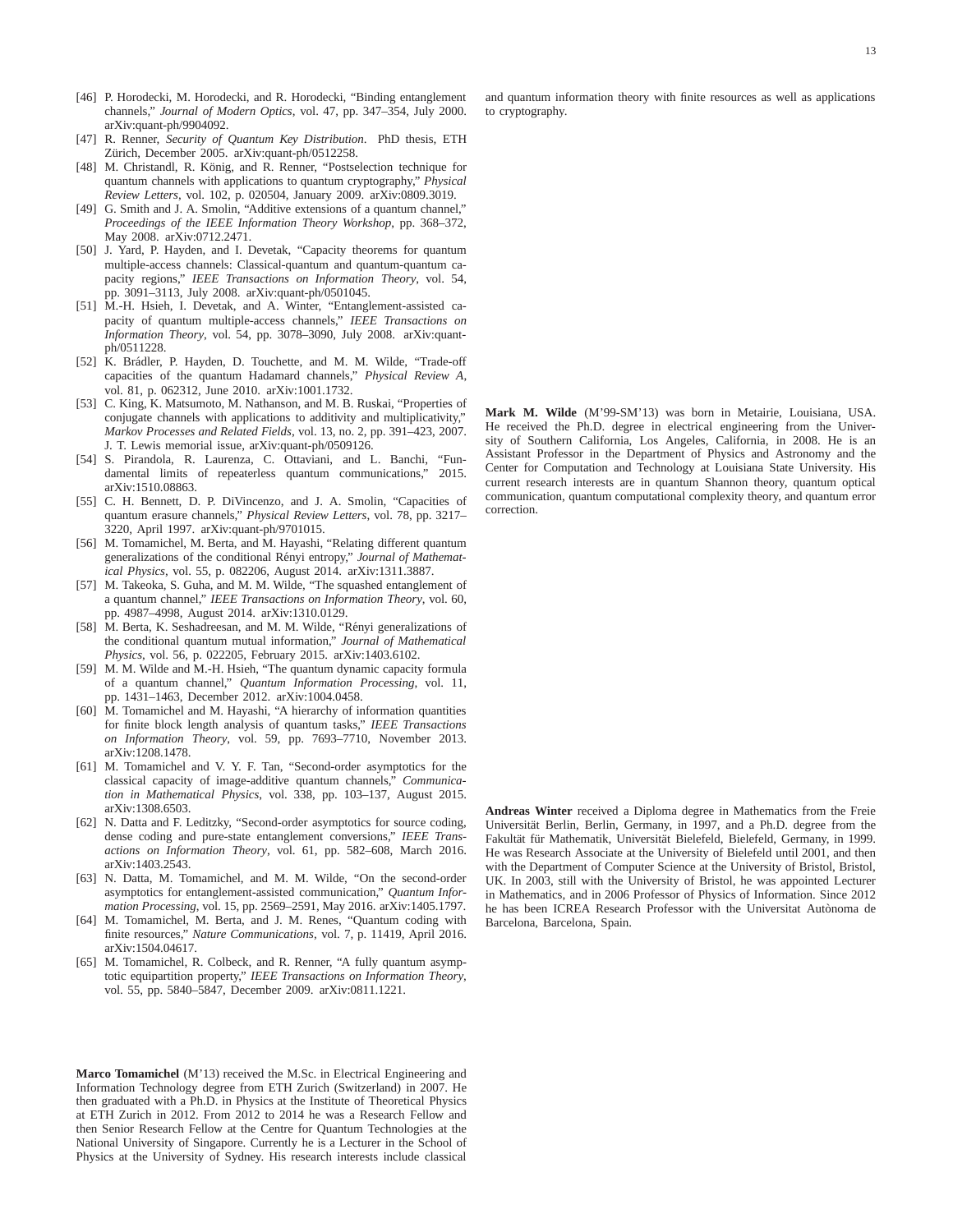[46] P. Horodecki, M. Horodecki, and R. Horodecki, "Binding entanglement channels," *Journal of Modern Optics*, vol. 47, pp. 347–354, July 2000. arXiv:quant-ph/9904092.

[47] R. Renner, *Security of Quantum Key Distribution*. PhD thesis, ETH Zürich, December 2005. arXiv:quant-ph/0512258.

[48] M. Christandl, R. König, and R. Renner, "Postselection technique for quantum channels with applications to quantum cryptography," *Physical Review Letters*, vol. 102, p. 020504, January 2009. arXiv:0809.3019.

[49] G. Smith and J. A. Smolin, "Additive extensions of a quantum channel," *Proceedings of the IEEE Information Theory Workshop*, pp. 368–372, May 2008. arXiv:0712.2471.

[50] J. Yard, P. Hayden, and I. Devetak, "Capacity theorems for quantum multiple-access channels: Classical-quantum and quantum-quantum capacity regions," *IEEE Transactions on Information Theory*, vol. 54, pp. 3091–3113, July 2008. arXiv:quant-ph/0501045.

[51] M.-H. Hsieh, I. Devetak, and A. Winter, "Entanglement-assisted capacity of quantum multiple-access channels," *IEEE Transactions on Information Theory*, vol. 54, pp. 3078–3090, July 2008. arXiv:quant-ph/0511228.

[52] K. Brádler, P. Hayden, D. Touchette, and M. M. Wilde, "Trade-off capacities of the quantum Hadamard channels," *Physical Review A*, vol. 81, p. 062312, June 2010. arXiv:1001.1732.

[53] C. King, K. Matsumoto, M. Nathanson, and M. B. Ruskai, "Properties of conjugate channels with applications to additivity and multiplicativity," *Markov Processes and Related Fields*, vol. 13, no. 2, pp. 391–423, 2007. J. T. Lewis memorial issue, arXiv:quant-ph/0509126.

[54] S. Pirandola, R. Laurenza, C. Ottaviani, and L. Banchi, "Fundamental limits of repeaterless quantum communications," 2015. arXiv:1510.08863.

[55] C. H. Bennett, D. P. DiVincenzo, and J. A. Smolin, "Capacities of quantum erasure channels," *Physical Review Letters*, vol. 78, pp. 3217–3220, April 1997. arXiv:quant-ph/9701015.

[56] M. Tomamichel, M. Berta, and M. Hayashi, "Relating different quantum generalizations of the conditional Rényi entropy," *Journal of Mathematical Physics*, vol. 55, p. 082206, August 2014. arXiv:1311.3887.

[57] M. Takeoka, S. Guha, and M. M. Wilde, "The squashed entanglement of a quantum channel," *IEEE Transactions on Information Theory*, vol. 60, pp. 4987–4998, August 2014. arXiv:1310.0129.

[58] M. Berta, K. Seshadreesan, and M. M. Wilde, "Rényi generalizations of the conditional quantum mutual information," *Journal of Mathematical Physics*, vol. 56, p. 022205, February 2015. arXiv:1403.6102.

[59] M. M. Wilde and M.-H. Hsieh, "The quantum dynamic capacity formula of a quantum channel," *Quantum Information Processing*, vol. 11, pp. 1431–1463, December 2012. arXiv:1004.0458.

[60] M. Tomamichel and M. Hayashi, "A hierarchy of information quantities for finite block length analysis of quantum tasks," *IEEE Transactions on Information Theory*, vol. 59, pp. 7693–7710, November 2013. arXiv:1208.1478.

[61] M. Tomamichel and V. Y. F. Tan, "Second-order asymptotics for the classical capacity of image-additive quantum channels," *Communication in Mathematical Physics*, vol. 338, pp. 103–137, August 2015. arXiv:1308.6503.

[62] N. Datta and F. Leditzky, "Second-order asymptotics for source coding, dense coding and pure-state entanglement conversions," *IEEE Transactions on Information Theory*, vol. 61, pp. 582–608, March 2016. arXiv:1403.2543.

[63] N. Datta, M. Tomamichel, and M. M. Wilde, "On the second-order asymptotics for entanglement-assisted communication," *Quantum Information Processing*, vol. 15, pp. 2569–2591, May 2016. arXiv:1405.1797.

[64] M. Tomamichel, M. Berta, and J. M. Renes, "Quantum coding with finite resources," *Nature Communications*, vol. 7, p. 11419, April 2016. arXiv:1504.04617.

[65] M. Tomamichel, R. Colbeck, and R. Renner, "A fully quantum asymptotic equipartition property," *IEEE Transactions on Information Theory*, vol. 55, pp. 5840–5847, December 2009. arXiv:0811.1221.

**Marco Tomamichel** (M'13) received the M.Sc. in Electrical Engineering and Information Technology degree from ETH Zurich (Switzerland) in 2007. He then graduated with a Ph.D. in Physics at the Institute of Theoretical Physics at ETH Zurich in 2012. From 2012 to 2014 he was a Research Fellow and then Senior Research Fellow at the Centre for Quantum Technologies at the National University of Singapore. Currently he is a Lecturer in the School of Physics at the University of Sydney. His research interests include classical and quantum information theory with finite resources as well as applications to cryptography.

**Mark M. Wilde** (M'99-SM'13) was born in Metairie, Louisiana, USA. He received the Ph.D. degree in electrical engineering from the University of Southern California, Los Angeles, California, in 2008. He is an Assistant Professor in the Department of Physics and Astronomy and the Center for Computation and Technology at Louisiana State University. His current research interests are in quantum Shannon theory, quantum optical communication, quantum computational complexity theory, and quantum error correction.

**Andreas Winter** received a Diploma degree in Mathematics from the Freie Universität Berlin, Berlin, Germany, in 1997, and a Ph.D. degree from the Fakultät für Mathematik, Universität Bielefeld, Bielefeld, Germany, in 1999. He was Research Associate at the University of Bielefeld until 2001, and then with the Department of Computer Science at the University of Bristol, Bristol, UK. In 2003, still with the University of Bristol, he was appointed Lecturer in Mathematics, and in 2006 Professor of Physics of Information. Since 2012 he has been ICREA Research Professor with the Universitat Autònoma de Barcelona, Barcelona, Spain.